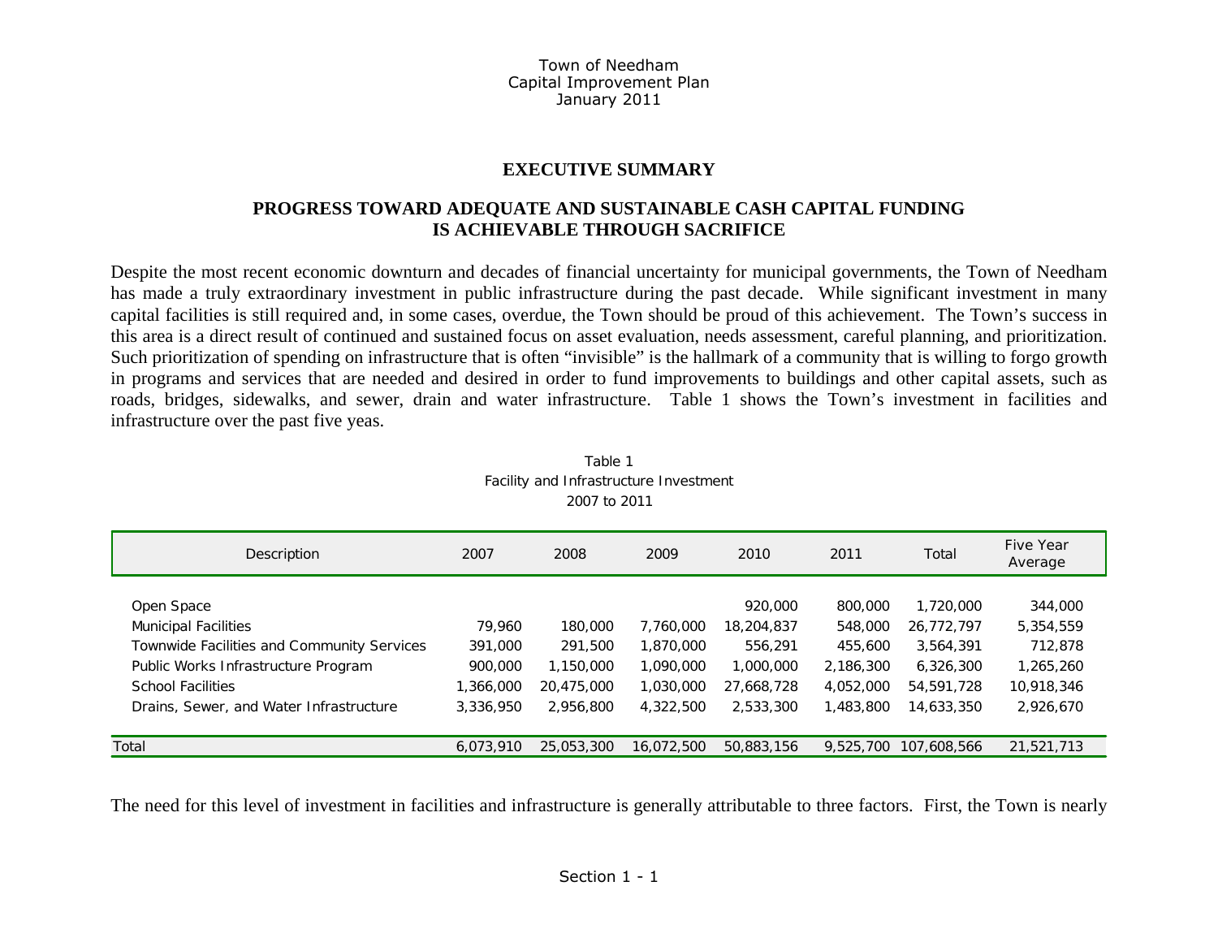Town of Needham
Capital Improvement Plan
January 2011

# EXECUTIVE SUMMARY

## PROGRESS TOWARD ADEQUATE AND SUSTAINABLE CASH CAPITAL FUNDING IS ACHIEVABLE THROUGH SACRIFICE

Despite the most recent economic downturn and decades of financial uncertainty for municipal governments, the Town of Needham has made a truly extraordinary investment in public infrastructure during the past decade. While significant investment in many capital facilities is still required and, in some cases, overdue, the Town should be proud of this achievement. The Town's success in this area is a direct result of continued and sustained focus on asset evaluation, needs assessment, careful planning, and prioritization. Such prioritization of spending on infrastructure that is often "invisible" is the hallmark of a community that is willing to forgo growth in programs and services that are needed and desired in order to fund improvements to buildings and other capital assets, such as roads, bridges, sidewalks, and sewer, drain and water infrastructure. Table 1 shows the Town's investment in facilities and infrastructure over the past five yeas.

Table 1
Facility and Infrastructure Investment
2007 to 2011

| Description | 2007 | 2008 | 2009 | 2010 | 2011 | Total | Five Year Average |
|---|---|---|---|---|---|---|---|
| Open Space | | | | 920,000 | 800,000 | 1,720,000 | 344,000 |
| Municipal Facilities | 79,960 | 180,000 | 7,760,000 | 18,204,837 | 548,000 | 26,772,797 | 5,354,559 |
| Townwide Facilities and Community Services | 391,000 | 291,500 | 1,870,000 | 556,291 | 455,600 | 3,564,391 | 712,878 |
| Public Works Infrastructure Program | 900,000 | 1,150,000 | 1,090,000 | 1,000,000 | 2,186,300 | 6,326,300 | 1,265,260 |
| School Facilities | 1,366,000 | 20,475,000 | 1,030,000 | 27,668,728 | 4,052,000 | 54,591,728 | 10,918,346 |
| Drains, Sewer, and Water Infrastructure | 3,336,950 | 2,956,800 | 4,322,500 | 2,533,300 | 1,483,800 | 14,633,350 | 2,926,670 |
| Total | 6,073,910 | 25,053,300 | 16,072,500 | 50,883,156 | 9,525,700 | 107,608,566 | 21,521,713 |

The need for this level of investment in facilities and infrastructure is generally attributable to three factors. First, the Town is nearly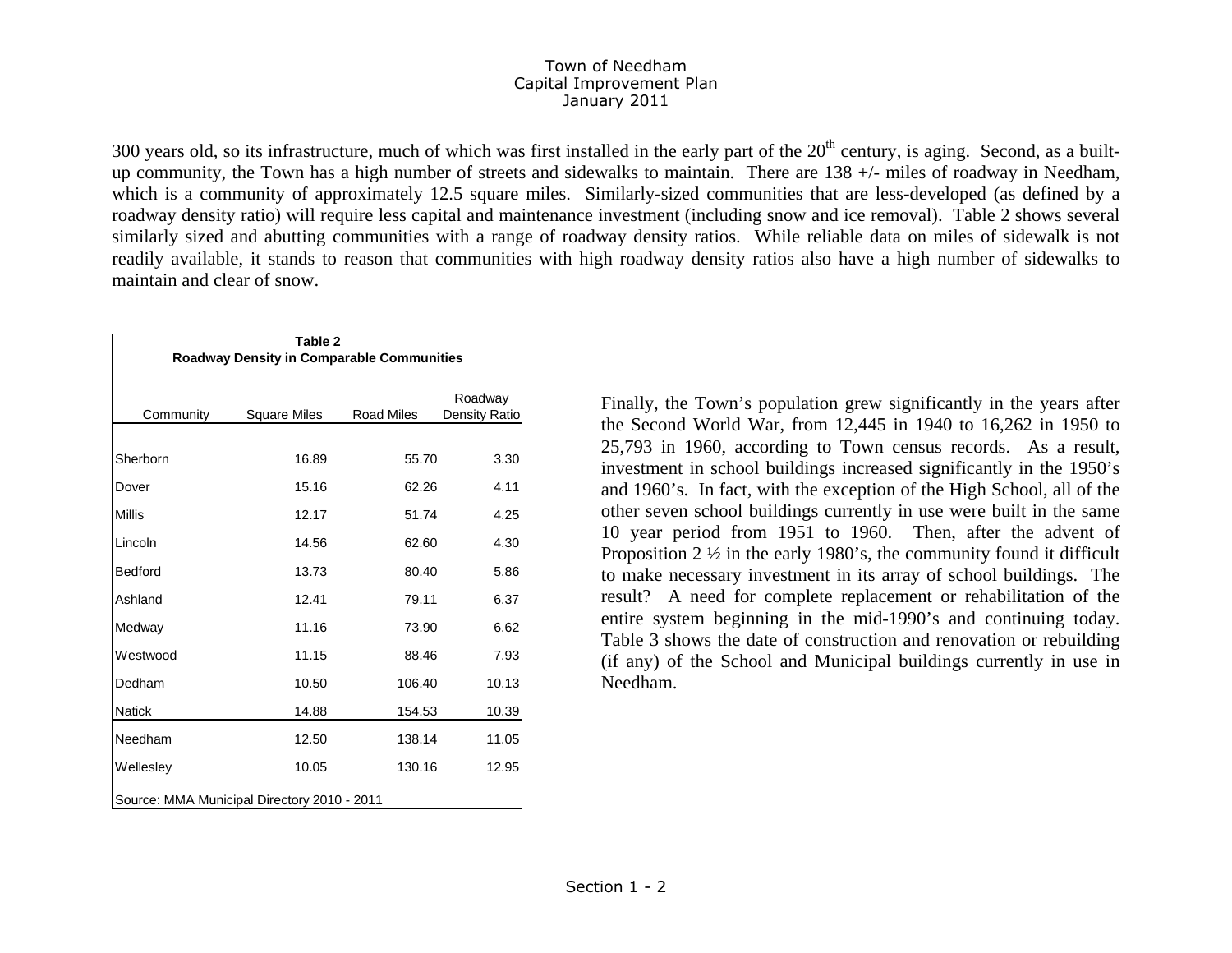300 years old, so its infrastructure, much of which was first installed in the early part of the 20th century, is aging. Second, as a built-up community, the Town has a high number of streets and sidewalks to maintain. There are 138 +/- miles of roadway in Needham, which is a community of approximately 12.5 square miles. Similarly-sized communities that are less-developed (as defined by a roadway density ratio) will require less capital and maintenance investment (including snow and ice removal). Table 2 shows several similarly sized and abutting communities with a range of roadway density ratios. While reliable data on miles of sidewalk is not readily available, it stands to reason that communities with high roadway density ratios also have a high number of sidewalks to maintain and clear of snow.

**Table 2**
**Roadway Density in Comparable Communities**

| Community | Square Miles | Road Miles | Roadway Density Ratio |
|---|---|---|---|
| Sherborn | 16.89 | 55.70 | 3.30 |
| Dover | 15.16 | 62.26 | 4.11 |
| Millis | 12.17 | 51.74 | 4.25 |
| Lincoln | 14.56 | 62.60 | 4.30 |
| Bedford | 13.73 | 80.40 | 5.86 |
| Ashland | 12.41 | 79.11 | 6.37 |
| Medway | 11.16 | 73.90 | 6.62 |
| Westwood | 11.15 | 88.46 | 7.93 |
| Dedham | 10.50 | 106.40 | 10.13 |
| Natick | 14.88 | 154.53 | 10.39 |
| Needham | 12.50 | 138.14 | 11.05 |
| Wellesley | 10.05 | 130.16 | 12.95 |

Source: MMA Municipal Directory 2010 - 2011

Finally, the Town's population grew significantly in the years after the Second World War, from 12,445 in 1940 to 16,262 in 1950 to 25,793 in 1960, according to Town census records. As a result, investment in school buildings increased significantly in the 1950's and 1960's. In fact, with the exception of the High School, all of the other seven school buildings currently in use were built in the same 10 year period from 1951 to 1960. Then, after the advent of Proposition 2 ½ in the early 1980's, the community found it difficult to make necessary investment in its array of school buildings. The result? A need for complete replacement or rehabilitation of the entire system beginning in the mid-1990's and continuing today. Table 3 shows the date of construction and renovation or rebuilding (if any) of the School and Municipal buildings currently in use in Needham.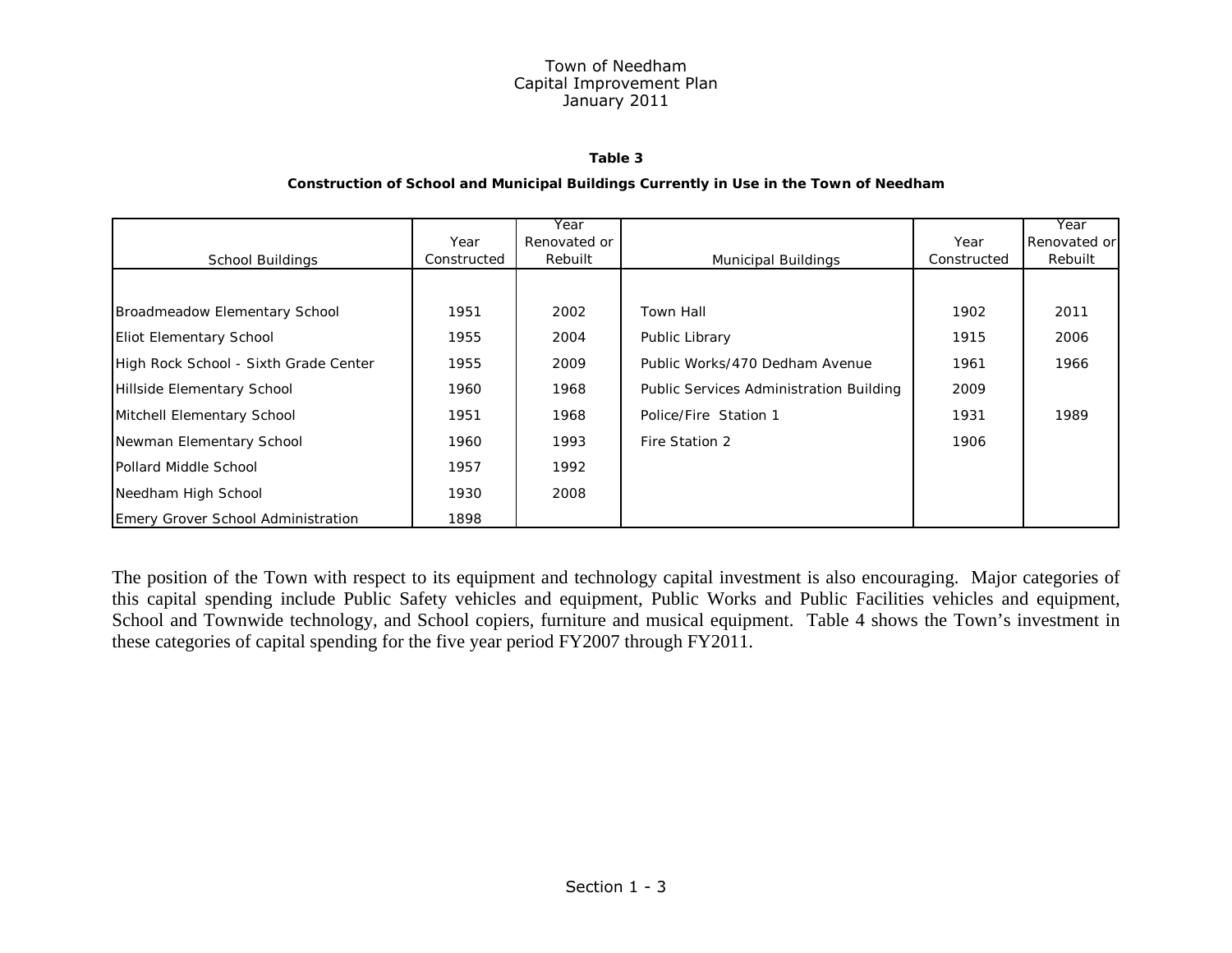Town of Needham
Capital Improvement Plan
January 2011

**Table 3**

**Construction of School and Municipal Buildings Currently in Use in the Town of Needham**

| School Buildings | Year Constructed | Year Renovated or Rebuilt | Municipal Buildings | Year Constructed | Year Renovated or Rebuilt |
|---|---|---|---|---|---|
| Broadmeadow Elementary School | 1951 | 2002 | Town Hall | 1902 | 2011 |
| Eliot Elementary School | 1955 | 2004 | Public Library | 1915 | 2006 |
| High Rock School - Sixth Grade Center | 1955 | 2009 | Public Works/470 Dedham Avenue | 1961 | 1966 |
| Hillside Elementary School | 1960 | 1968 | Public Services Administration Building | 2009 | |
| Mitchell Elementary School | 1951 | 1968 | Police/Fire Station 1 | 1931 | 1989 |
| Newman Elementary School | 1960 | 1993 | Fire Station 2 | 1906 | |
| Pollard Middle School | 1957 | 1992 | | | |
| Needham High School | 1930 | 2008 | | | |
| Emery Grover School Administration | 1898 | | | | |

The position of the Town with respect to its equipment and technology capital investment is also encouraging. Major categories of this capital spending include Public Safety vehicles and equipment, Public Works and Public Facilities vehicles and equipment, School and Townwide technology, and School copiers, furniture and musical equipment. Table 4 shows the Town's investment in these categories of capital spending for the five year period FY2007 through FY2011.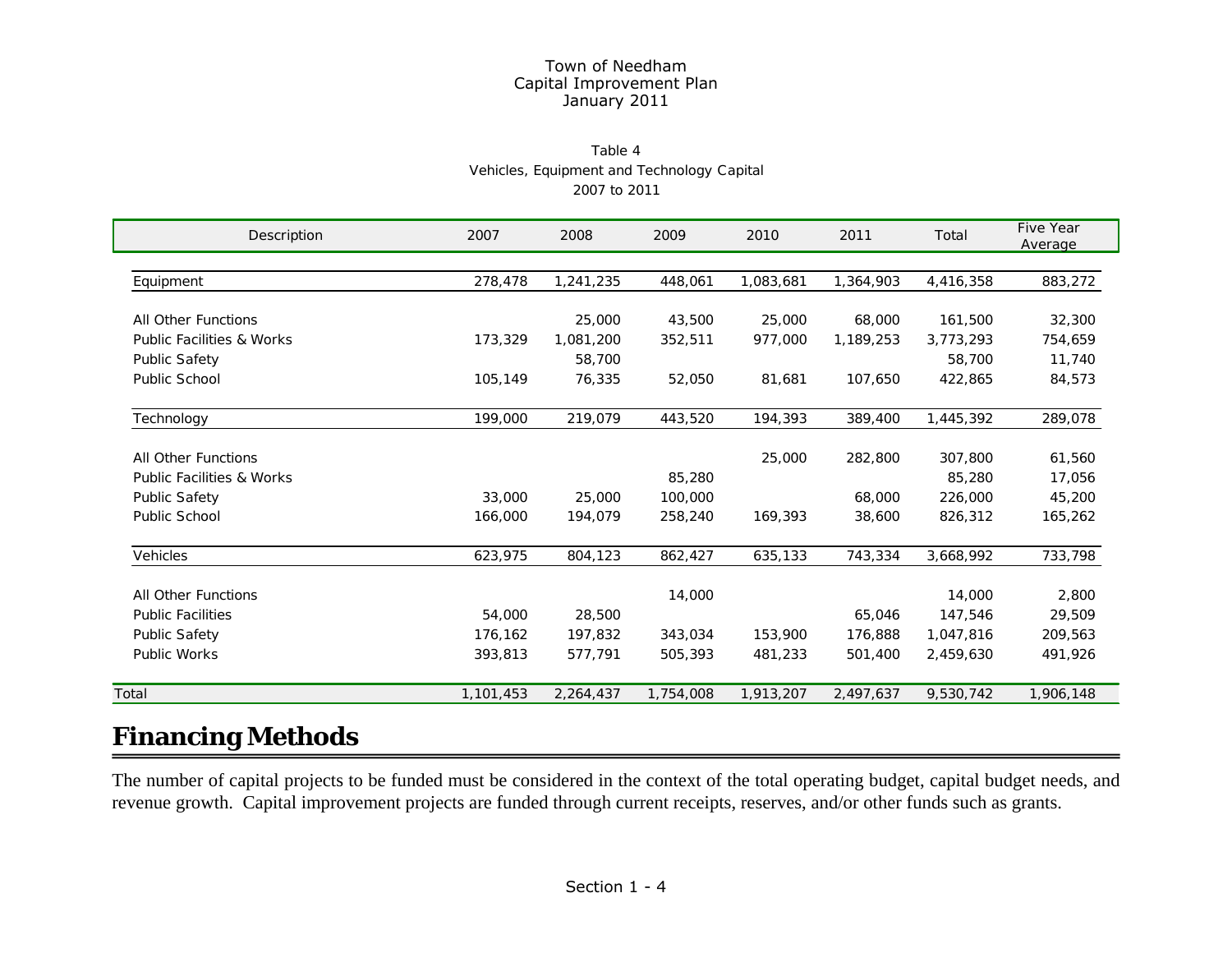Town of Needham
Capital Improvement Plan
January 2011

Table 4
Vehicles, Equipment and Technology Capital
2007 to 2011

| Description | 2007 | 2008 | 2009 | 2010 | 2011 | Total | Five Year Average |
|---|---|---|---|---|---|---|---|
| Equipment | 278,478 | 1,241,235 | 448,061 | 1,083,681 | 1,364,903 | 4,416,358 | 883,272 |
| All Other Functions | | 25,000 | 43,500 | 25,000 | 68,000 | 161,500 | 32,300 |
| Public Facilities & Works | 173,329 | 1,081,200 | 352,511 | 977,000 | 1,189,253 | 3,773,293 | 754,659 |
| Public Safety | | 58,700 | | | | 58,700 | 11,740 |
| Public School | 105,149 | 76,335 | 52,050 | 81,681 | 107,650 | 422,865 | 84,573 |
| Technology | 199,000 | 219,079 | 443,520 | 194,393 | 389,400 | 1,445,392 | 289,078 |
| All Other Functions | | | | 25,000 | 282,800 | 307,800 | 61,560 |
| Public Facilities & Works | | | 85,280 | | | 85,280 | 17,056 |
| Public Safety | 33,000 | 25,000 | 100,000 | | 68,000 | 226,000 | 45,200 |
| Public School | 166,000 | 194,079 | 258,240 | 169,393 | 38,600 | 826,312 | 165,262 |
| Vehicles | 623,975 | 804,123 | 862,427 | 635,133 | 743,334 | 3,668,992 | 733,798 |
| All Other Functions | | | 14,000 | | | 14,000 | 2,800 |
| Public Facilities | 54,000 | 28,500 | | | 65,046 | 147,546 | 29,509 |
| Public Safety | 176,162 | 197,832 | 343,034 | 153,900 | 176,888 | 1,047,816 | 209,563 |
| Public Works | 393,813 | 577,791 | 505,393 | 481,233 | 501,400 | 2,459,630 | 491,926 |
| Total | 1,101,453 | 2,264,437 | 1,754,008 | 1,913,207 | 2,497,637 | 9,530,742 | 1,906,148 |

## Financing Methods

The number of capital projects to be funded must be considered in the context of the total operating budget, capital budget needs, and revenue growth. Capital improvement projects are funded through current receipts, reserves, and/or other funds such as grants.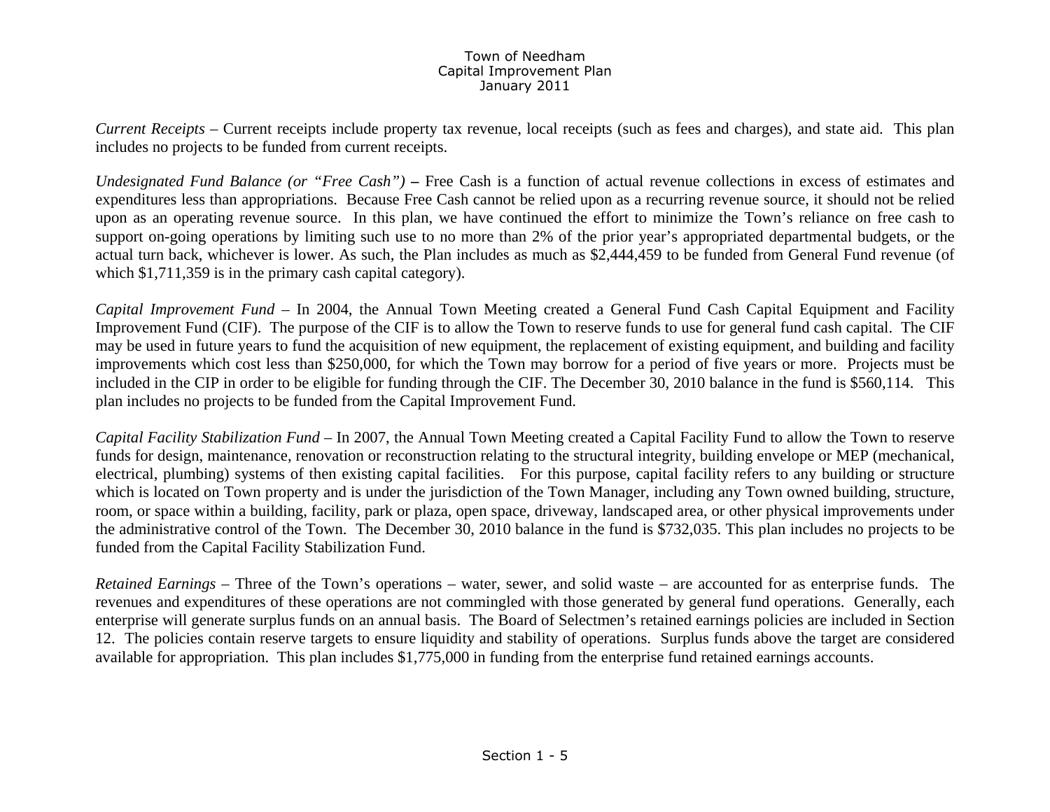*Current Receipts* – Current receipts include property tax revenue, local receipts (such as fees and charges), and state aid. This plan includes no projects to be funded from current receipts.

*Undesignated Fund Balance (or "Free Cash")* **–** Free Cash is a function of actual revenue collections in excess of estimates and expenditures less than appropriations. Because Free Cash cannot be relied upon as a recurring revenue source, it should not be relied upon as an operating revenue source. In this plan, we have continued the effort to minimize the Town's reliance on free cash to support on-going operations by limiting such use to no more than 2% of the prior year's appropriated departmental budgets, or the actual turn back, whichever is lower. As such, the Plan includes as much as $2,444,459 to be funded from General Fund revenue (of which $1,711,359 is in the primary cash capital category).

*Capital Improvement Fund* – In 2004, the Annual Town Meeting created a General Fund Cash Capital Equipment and Facility Improvement Fund (CIF). The purpose of the CIF is to allow the Town to reserve funds to use for general fund cash capital. The CIF may be used in future years to fund the acquisition of new equipment, the replacement of existing equipment, and building and facility improvements which cost less than $250,000, for which the Town may borrow for a period of five years or more. Projects must be included in the CIP in order to be eligible for funding through the CIF. The December 30, 2010 balance in the fund is $560,114. This plan includes no projects to be funded from the Capital Improvement Fund.

*Capital Facility Stabilization Fund* – In 2007, the Annual Town Meeting created a Capital Facility Fund to allow the Town to reserve funds for design, maintenance, renovation or reconstruction relating to the structural integrity, building envelope or MEP (mechanical, electrical, plumbing) systems of then existing capital facilities. For this purpose, capital facility refers to any building or structure which is located on Town property and is under the jurisdiction of the Town Manager, including any Town owned building, structure, room, or space within a building, facility, park or plaza, open space, driveway, landscaped area, or other physical improvements under the administrative control of the Town. The December 30, 2010 balance in the fund is $732,035. This plan includes no projects to be funded from the Capital Facility Stabilization Fund.

*Retained Earnings* – Three of the Town's operations – water, sewer, and solid waste – are accounted for as enterprise funds. The revenues and expenditures of these operations are not commingled with those generated by general fund operations. Generally, each enterprise will generate surplus funds on an annual basis. The Board of Selectmen's retained earnings policies are included in Section 12. The policies contain reserve targets to ensure liquidity and stability of operations. Surplus funds above the target are considered available for appropriation. This plan includes $1,775,000 in funding from the enterprise fund retained earnings accounts.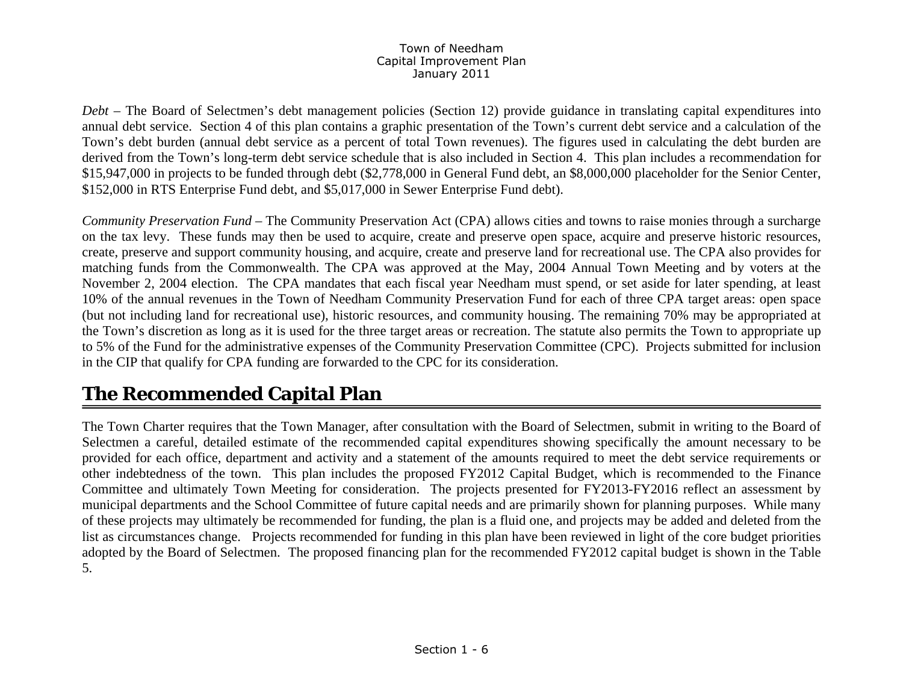*Debt* – The Board of Selectmen's debt management policies (Section 12) provide guidance in translating capital expenditures into annual debt service. Section 4 of this plan contains a graphic presentation of the Town's current debt service and a calculation of the Town's debt burden (annual debt service as a percent of total Town revenues). The figures used in calculating the debt burden are derived from the Town's long-term debt service schedule that is also included in Section 4. This plan includes a recommendation for $15,947,000 in projects to be funded through debt ($2,778,000 in General Fund debt, an $8,000,000 placeholder for the Senior Center, $152,000 in RTS Enterprise Fund debt, and $5,017,000 in Sewer Enterprise Fund debt).

*Community Preservation Fund* – The Community Preservation Act (CPA) allows cities and towns to raise monies through a surcharge on the tax levy. These funds may then be used to acquire, create and preserve open space, acquire and preserve historic resources, create, preserve and support community housing, and acquire, create and preserve land for recreational use. The CPA also provides for matching funds from the Commonwealth. The CPA was approved at the May, 2004 Annual Town Meeting and by voters at the November 2, 2004 election. The CPA mandates that each fiscal year Needham must spend, or set aside for later spending, at least 10% of the annual revenues in the Town of Needham Community Preservation Fund for each of three CPA target areas: open space (but not including land for recreational use), historic resources, and community housing. The remaining 70% may be appropriated at the Town's discretion as long as it is used for the three target areas or recreation. The statute also permits the Town to appropriate up to 5% of the Fund for the administrative expenses of the Community Preservation Committee (CPC). Projects submitted for inclusion in the CIP that qualify for CPA funding are forwarded to the CPC for its consideration.

# The Recommended Capital Plan

The Town Charter requires that the Town Manager, after consultation with the Board of Selectmen, submit in writing to the Board of Selectmen a careful, detailed estimate of the recommended capital expenditures showing specifically the amount necessary to be provided for each office, department and activity and a statement of the amounts required to meet the debt service requirements or other indebtedness of the town. This plan includes the proposed FY2012 Capital Budget, which is recommended to the Finance Committee and ultimately Town Meeting for consideration. The projects presented for FY2013-FY2016 reflect an assessment by municipal departments and the School Committee of future capital needs and are primarily shown for planning purposes. While many of these projects may ultimately be recommended for funding, the plan is a fluid one, and projects may be added and deleted from the list as circumstances change. Projects recommended for funding in this plan have been reviewed in light of the core budget priorities adopted by the Board of Selectmen. The proposed financing plan for the recommended FY2012 capital budget is shown in the Table 5.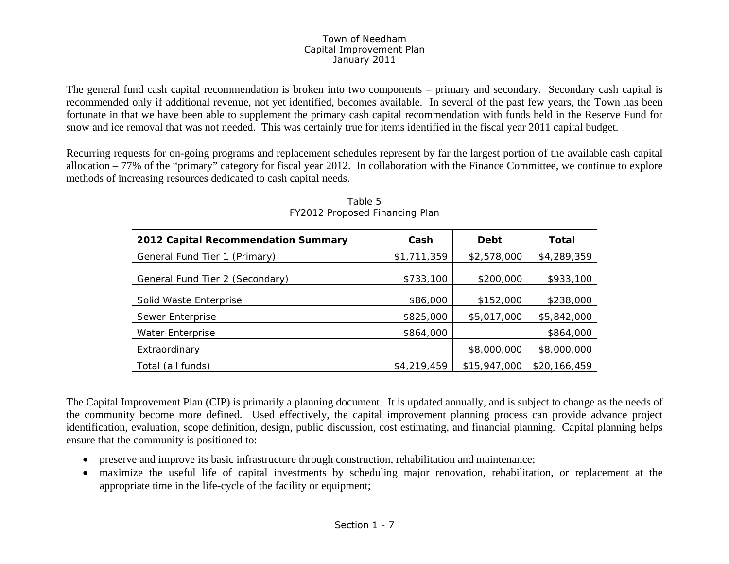The general fund cash capital recommendation is broken into two components – primary and secondary. Secondary cash capital is recommended only if additional revenue, not yet identified, becomes available. In several of the past few years, the Town has been fortunate in that we have been able to supplement the primary cash capital recommendation with funds held in the Reserve Fund for snow and ice removal that was not needed. This was certainly true for items identified in the fiscal year 2011 capital budget.

Recurring requests for on-going programs and replacement schedules represent by far the largest portion of the available cash capital allocation – 77% of the "primary" category for fiscal year 2012. In collaboration with the Finance Committee, we continue to explore methods of increasing resources dedicated to cash capital needs.

Table 5
FY2012 Proposed Financing Plan

| 2012 Capital Recommendation Summary | Cash | Debt | Total |
|---|---|---|---|
| General Fund Tier 1 (Primary) | $1,711,359 | $2,578,000 | $4,289,359 |
| General Fund Tier 2 (Secondary) | $733,100 | $200,000 | $933,100 |
| Solid Waste Enterprise | $86,000 | $152,000 | $238,000 |
| Sewer Enterprise | $825,000 | $5,017,000 | $5,842,000 |
| Water Enterprise | $864,000 | | $864,000 |
| Extraordinary | | $8,000,000 | $8,000,000 |
| Total (all funds) | $4,219,459 | $15,947,000 | $20,166,459 |

The Capital Improvement Plan (CIP) is primarily a planning document. It is updated annually, and is subject to change as the needs of the community become more defined. Used effectively, the capital improvement planning process can provide advance project identification, evaluation, scope definition, design, public discussion, cost estimating, and financial planning. Capital planning helps ensure that the community is positioned to:

- preserve and improve its basic infrastructure through construction, rehabilitation and maintenance;
- maximize the useful life of capital investments by scheduling major renovation, rehabilitation, or replacement at the appropriate time in the life-cycle of the facility or equipment;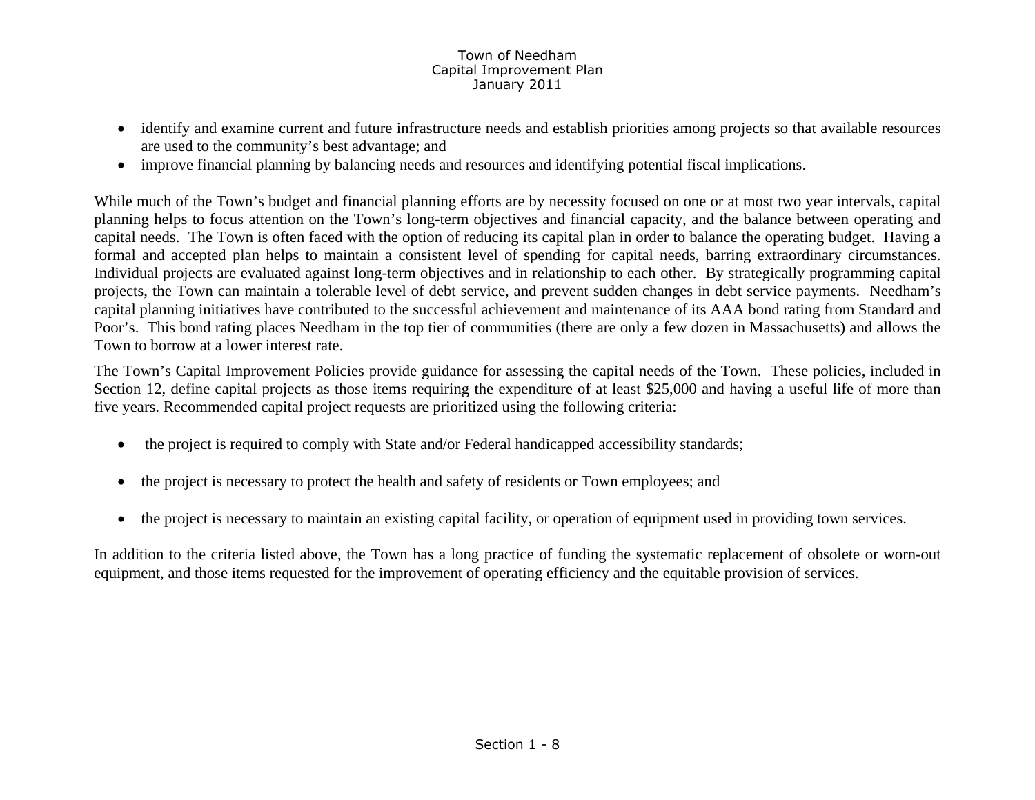- identify and examine current and future infrastructure needs and establish priorities among projects so that available resources are used to the community's best advantage; and
- improve financial planning by balancing needs and resources and identifying potential fiscal implications.

While much of the Town's budget and financial planning efforts are by necessity focused on one or at most two year intervals, capital planning helps to focus attention on the Town's long-term objectives and financial capacity, and the balance between operating and capital needs. The Town is often faced with the option of reducing its capital plan in order to balance the operating budget. Having a formal and accepted plan helps to maintain a consistent level of spending for capital needs, barring extraordinary circumstances. Individual projects are evaluated against long-term objectives and in relationship to each other. By strategically programming capital projects, the Town can maintain a tolerable level of debt service, and prevent sudden changes in debt service payments. Needham's capital planning initiatives have contributed to the successful achievement and maintenance of its AAA bond rating from Standard and Poor's. This bond rating places Needham in the top tier of communities (there are only a few dozen in Massachusetts) and allows the Town to borrow at a lower interest rate.

The Town's Capital Improvement Policies provide guidance for assessing the capital needs of the Town. These policies, included in Section 12, define capital projects as those items requiring the expenditure of at least $25,000 and having a useful life of more than five years. Recommended capital project requests are prioritized using the following criteria:

- the project is required to comply with State and/or Federal handicapped accessibility standards;
- the project is necessary to protect the health and safety of residents or Town employees; and
- the project is necessary to maintain an existing capital facility, or operation of equipment used in providing town services.

In addition to the criteria listed above, the Town has a long practice of funding the systematic replacement of obsolete or worn-out equipment, and those items requested for the improvement of operating efficiency and the equitable provision of services.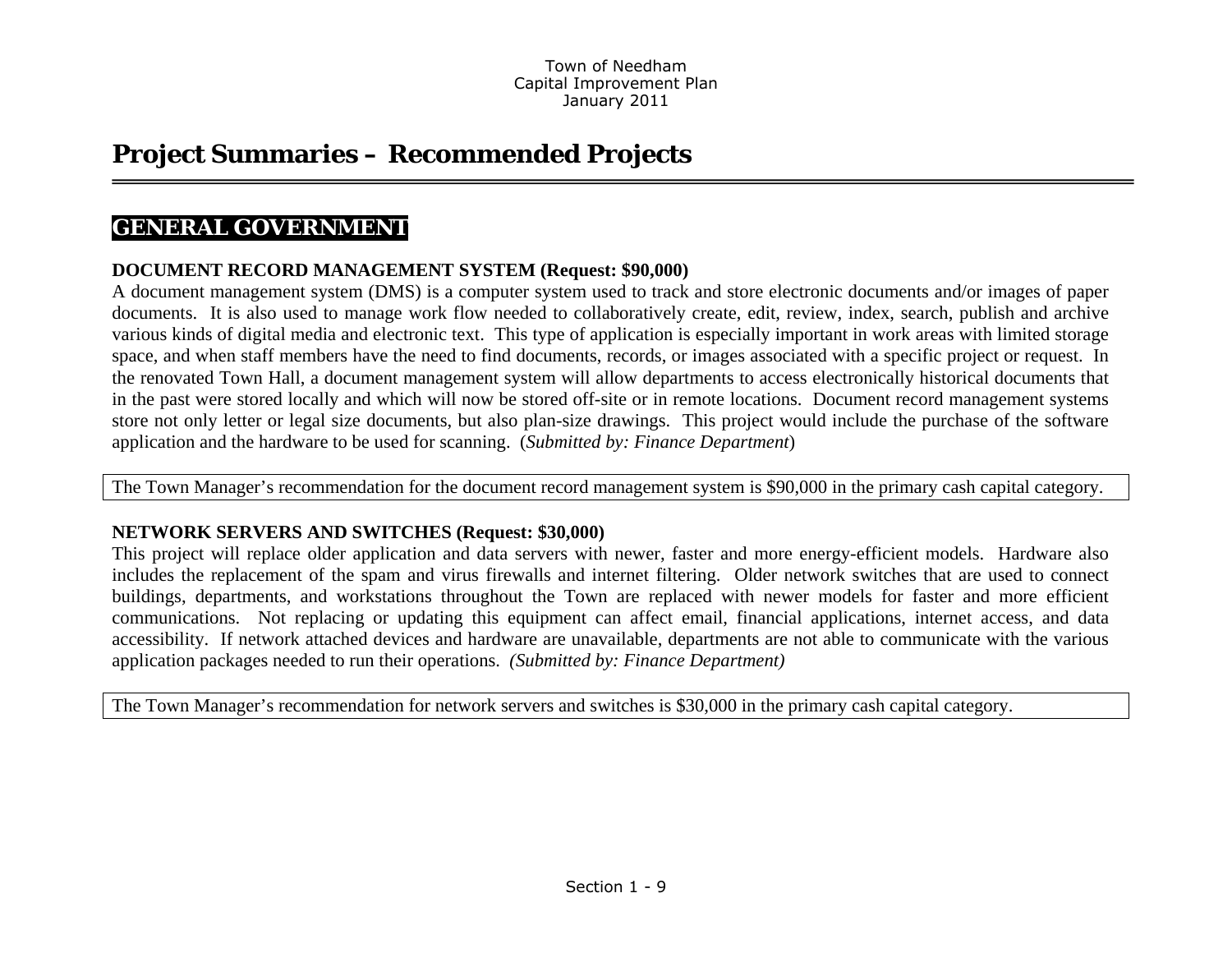# Project Summaries – Recommended Projects

## GENERAL GOVERNMENT

**DOCUMENT RECORD MANAGEMENT SYSTEM (Request: $90,000)**

A document management system (DMS) is a computer system used to track and store electronic documents and/or images of paper documents. It is also used to manage work flow needed to collaboratively create, edit, review, index, search, publish and archive various kinds of digital media and electronic text. This type of application is especially important in work areas with limited storage space, and when staff members have the need to find documents, records, or images associated with a specific project or request. In the renovated Town Hall, a document management system will allow departments to access electronically historical documents that in the past were stored locally and which will now be stored off-site or in remote locations. Document record management systems store not only letter or legal size documents, but also plan-size drawings. This project would include the purchase of the software application and the hardware to be used for scanning. (*Submitted by: Finance Department*)

The Town Manager's recommendation for the document record management system is $90,000 in the primary cash capital category.

**NETWORK SERVERS AND SWITCHES (Request: $30,000)**

This project will replace older application and data servers with newer, faster and more energy-efficient models. Hardware also includes the replacement of the spam and virus firewalls and internet filtering. Older network switches that are used to connect buildings, departments, and workstations throughout the Town are replaced with newer models for faster and more efficient communications. Not replacing or updating this equipment can affect email, financial applications, internet access, and data accessibility. If network attached devices and hardware are unavailable, departments are not able to communicate with the various application packages needed to run their operations. *(Submitted by: Finance Department)*

The Town Manager's recommendation for network servers and switches is $30,000 in the primary cash capital category.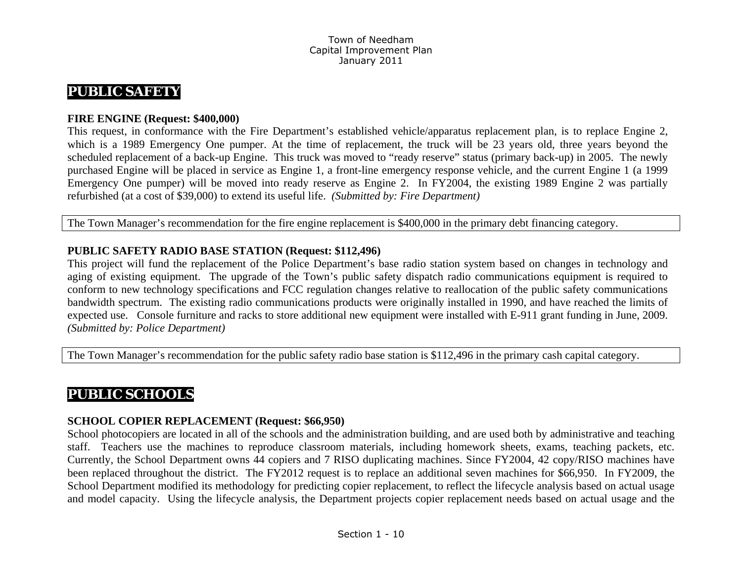## PUBLIC SAFETY

**FIRE ENGINE (Request: $400,000)**

This request, in conformance with the Fire Department's established vehicle/apparatus replacement plan, is to replace Engine 2, which is a 1989 Emergency One pumper. At the time of replacement, the truck will be 23 years old, three years beyond the scheduled replacement of a back-up Engine. This truck was moved to "ready reserve" status (primary back-up) in 2005. The newly purchased Engine will be placed in service as Engine 1, a front-line emergency response vehicle, and the current Engine 1 (a 1999 Emergency One pumper) will be moved into ready reserve as Engine 2. In FY2004, the existing 1989 Engine 2 was partially refurbished (at a cost of $39,000) to extend its useful life. *(Submitted by: Fire Department)*

The Town Manager's recommendation for the fire engine replacement is $400,000 in the primary debt financing category.

**PUBLIC SAFETY RADIO BASE STATION (Request: $112,496)**

This project will fund the replacement of the Police Department's base radio station system based on changes in technology and aging of existing equipment. The upgrade of the Town's public safety dispatch radio communications equipment is required to conform to new technology specifications and FCC regulation changes relative to reallocation of the public safety communications bandwidth spectrum. The existing radio communications products were originally installed in 1990, and have reached the limits of expected use. Console furniture and racks to store additional new equipment were installed with E-911 grant funding in June, 2009. *(Submitted by: Police Department)*

The Town Manager's recommendation for the public safety radio base station is $112,496 in the primary cash capital category.

## PUBLIC SCHOOLS

**SCHOOL COPIER REPLACEMENT (Request: $66,950)**

School photocopiers are located in all of the schools and the administration building, and are used both by administrative and teaching staff. Teachers use the machines to reproduce classroom materials, including homework sheets, exams, teaching packets, etc. Currently, the School Department owns 44 copiers and 7 RISO duplicating machines. Since FY2004, 42 copy/RISO machines have been replaced throughout the district. The FY2012 request is to replace an additional seven machines for $66,950. In FY2009, the School Department modified its methodology for predicting copier replacement, to reflect the lifecycle analysis based on actual usage and model capacity. Using the lifecycle analysis, the Department projects copier replacement needs based on actual usage and the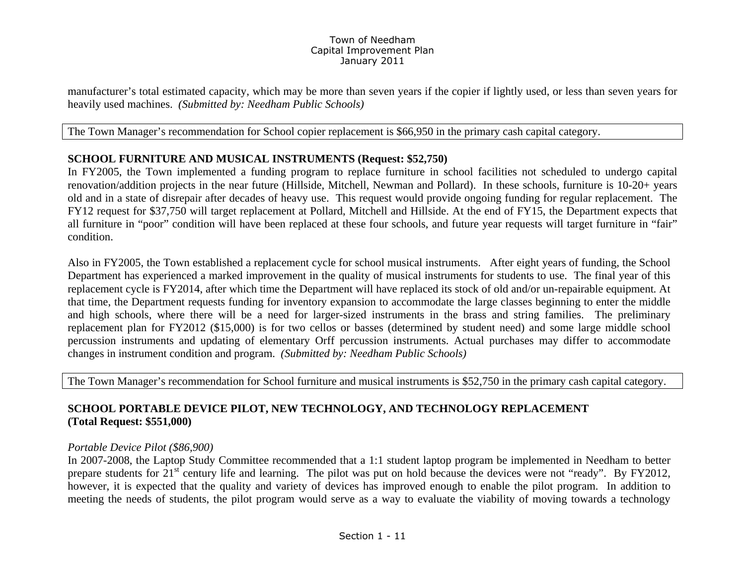manufacturer's total estimated capacity, which may be more than seven years if the copier if lightly used, or less than seven years for heavily used machines. *(Submitted by: Needham Public Schools)*

The Town Manager's recommendation for School copier replacement is $66,950 in the primary cash capital category.

**SCHOOL FURNITURE AND MUSICAL INSTRUMENTS (Request: $52,750)**

In FY2005, the Town implemented a funding program to replace furniture in school facilities not scheduled to undergo capital renovation/addition projects in the near future (Hillside, Mitchell, Newman and Pollard). In these schools, furniture is 10-20+ years old and in a state of disrepair after decades of heavy use. This request would provide ongoing funding for regular replacement. The FY12 request for $37,750 will target replacement at Pollard, Mitchell and Hillside. At the end of FY15, the Department expects that all furniture in "poor" condition will have been replaced at these four schools, and future year requests will target furniture in "fair" condition.

Also in FY2005, the Town established a replacement cycle for school musical instruments. After eight years of funding, the School Department has experienced a marked improvement in the quality of musical instruments for students to use. The final year of this replacement cycle is FY2014, after which time the Department will have replaced its stock of old and/or un-repairable equipment. At that time, the Department requests funding for inventory expansion to accommodate the large classes beginning to enter the middle and high schools, where there will be a need for larger-sized instruments in the brass and string families. The preliminary replacement plan for FY2012 ($15,000) is for two cellos or basses (determined by student need) and some large middle school percussion instruments and updating of elementary Orff percussion instruments. Actual purchases may differ to accommodate changes in instrument condition and program. *(Submitted by: Needham Public Schools)*

The Town Manager's recommendation for School furniture and musical instruments is $52,750 in the primary cash capital category.

**SCHOOL PORTABLE DEVICE PILOT, NEW TECHNOLOGY, AND TECHNOLOGY REPLACEMENT (Total Request: $551,000)**

*Portable Device Pilot ($86,900)*

In 2007-2008, the Laptop Study Committee recommended that a 1:1 student laptop program be implemented in Needham to better prepare students for 21st century life and learning. The pilot was put on hold because the devices were not "ready". By FY2012, however, it is expected that the quality and variety of devices has improved enough to enable the pilot program. In addition to meeting the needs of students, the pilot program would serve as a way to evaluate the viability of moving towards a technology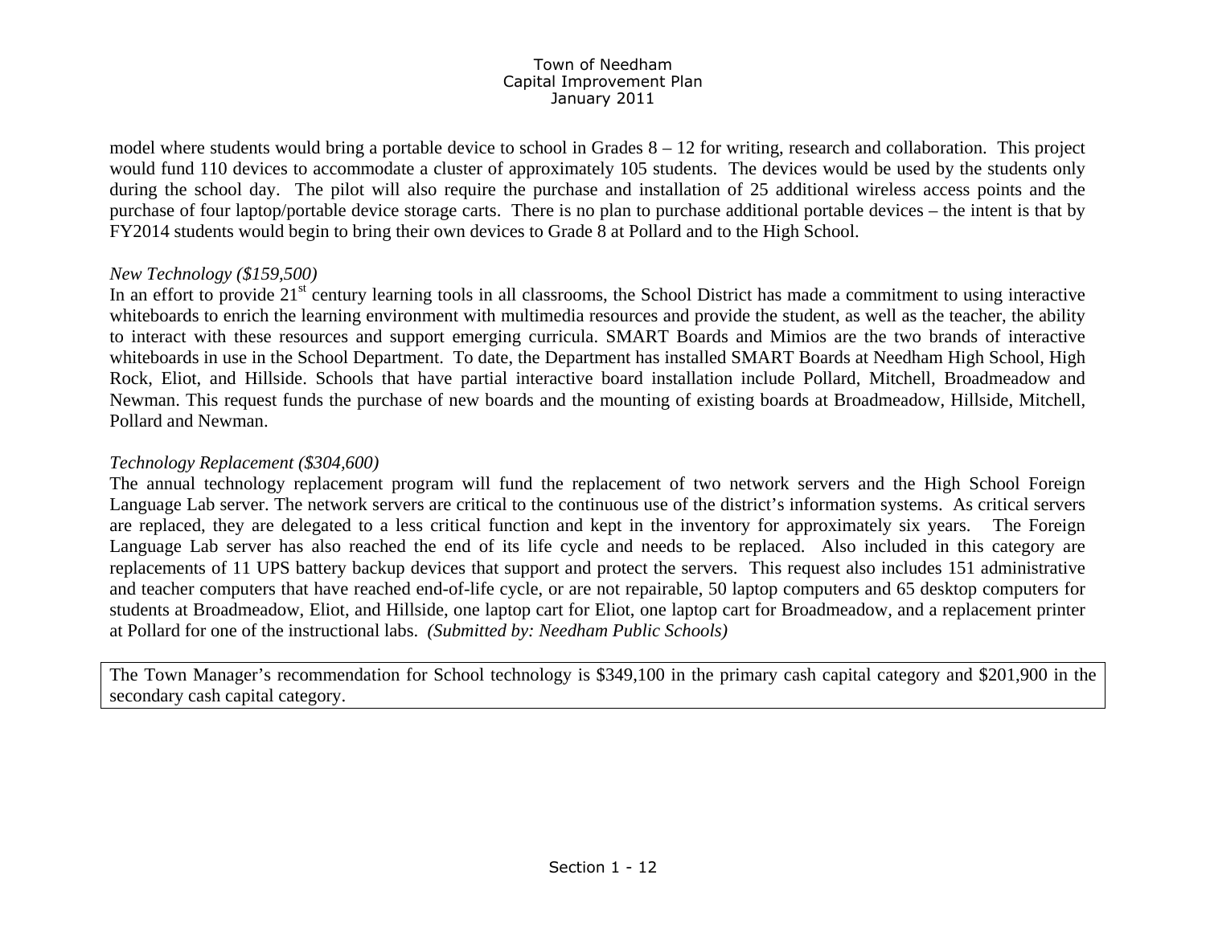model where students would bring a portable device to school in Grades 8 – 12 for writing, research and collaboration. This project would fund 110 devices to accommodate a cluster of approximately 105 students. The devices would be used by the students only during the school day. The pilot will also require the purchase and installation of 25 additional wireless access points and the purchase of four laptop/portable device storage carts. There is no plan to purchase additional portable devices – the intent is that by FY2014 students would begin to bring their own devices to Grade 8 at Pollard and to the High School.

*New Technology ($159,500)*
In an effort to provide 21st century learning tools in all classrooms, the School District has made a commitment to using interactive whiteboards to enrich the learning environment with multimedia resources and provide the student, as well as the teacher, the ability to interact with these resources and support emerging curricula. SMART Boards and Mimios are the two brands of interactive whiteboards in use in the School Department. To date, the Department has installed SMART Boards at Needham High School, High Rock, Eliot, and Hillside. Schools that have partial interactive board installation include Pollard, Mitchell, Broadmeadow and Newman. This request funds the purchase of new boards and the mounting of existing boards at Broadmeadow, Hillside, Mitchell, Pollard and Newman.

*Technology Replacement ($304,600)*
The annual technology replacement program will fund the replacement of two network servers and the High School Foreign Language Lab server. The network servers are critical to the continuous use of the district's information systems. As critical servers are replaced, they are delegated to a less critical function and kept in the inventory for approximately six years. The Foreign Language Lab server has also reached the end of its life cycle and needs to be replaced. Also included in this category are replacements of 11 UPS battery backup devices that support and protect the servers. This request also includes 151 administrative and teacher computers that have reached end-of-life cycle, or are not repairable, 50 laptop computers and 65 desktop computers for students at Broadmeadow, Eliot, and Hillside, one laptop cart for Eliot, one laptop cart for Broadmeadow, and a replacement printer at Pollard for one of the instructional labs. *(Submitted by: Needham Public Schools)*

The Town Manager's recommendation for School technology is $349,100 in the primary cash capital category and $201,900 in the secondary cash capital category.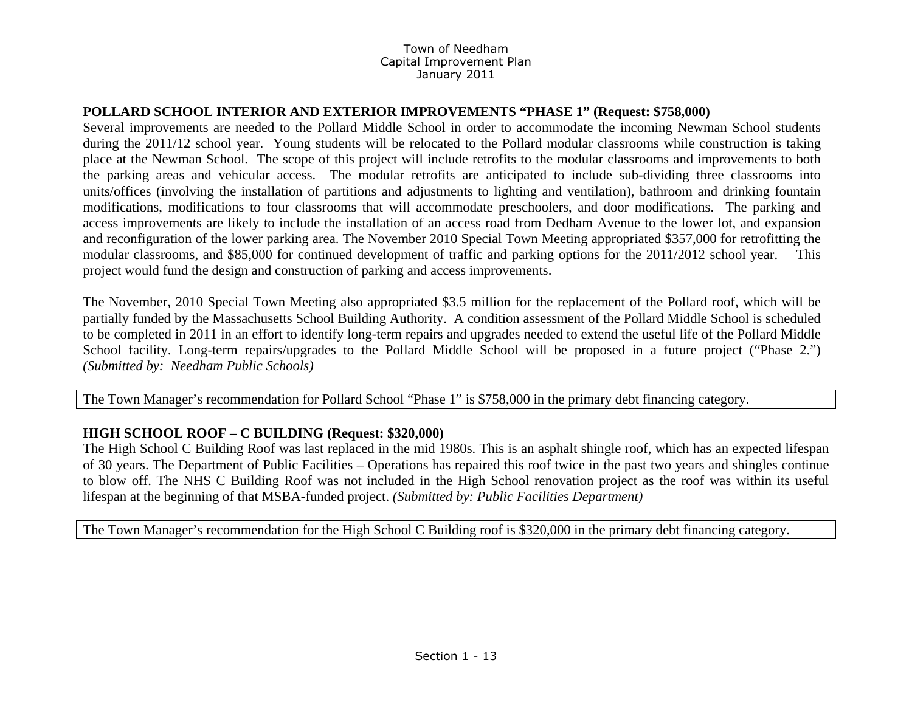## POLLARD SCHOOL INTERIOR AND EXTERIOR IMPROVEMENTS "PHASE 1" (Request: $758,000)

Several improvements are needed to the Pollard Middle School in order to accommodate the incoming Newman School students during the 2011/12 school year. Young students will be relocated to the Pollard modular classrooms while construction is taking place at the Newman School. The scope of this project will include retrofits to the modular classrooms and improvements to both the parking areas and vehicular access. The modular retrofits are anticipated to include sub-dividing three classrooms into units/offices (involving the installation of partitions and adjustments to lighting and ventilation), bathroom and drinking fountain modifications, modifications to four classrooms that will accommodate preschoolers, and door modifications. The parking and access improvements are likely to include the installation of an access road from Dedham Avenue to the lower lot, and expansion and reconfiguration of the lower parking area. The November 2010 Special Town Meeting appropriated $357,000 for retrofitting the modular classrooms, and $85,000 for continued development of traffic and parking options for the 2011/2012 school year. This project would fund the design and construction of parking and access improvements.

The November, 2010 Special Town Meeting also appropriated $3.5 million for the replacement of the Pollard roof, which will be partially funded by the Massachusetts School Building Authority. A condition assessment of the Pollard Middle School is scheduled to be completed in 2011 in an effort to identify long-term repairs and upgrades needed to extend the useful life of the Pollard Middle School facility. Long-term repairs/upgrades to the Pollard Middle School will be proposed in a future project ("Phase 2.") *(Submitted by: Needham Public Schools)*

| The Town Manager's recommendation for Pollard School "Phase 1" is $758,000 in the primary debt financing category. |
|---|

## HIGH SCHOOL ROOF – C BUILDING (Request: $320,000)

The High School C Building Roof was last replaced in the mid 1980s. This is an asphalt shingle roof, which has an expected lifespan of 30 years. The Department of Public Facilities – Operations has repaired this roof twice in the past two years and shingles continue to blow off. The NHS C Building Roof was not included in the High School renovation project as the roof was within its useful lifespan at the beginning of that MSBA-funded project. *(Submitted by: Public Facilities Department)*

| The Town Manager's recommendation for the High School C Building roof is $320,000 in the primary debt financing category. |
|---|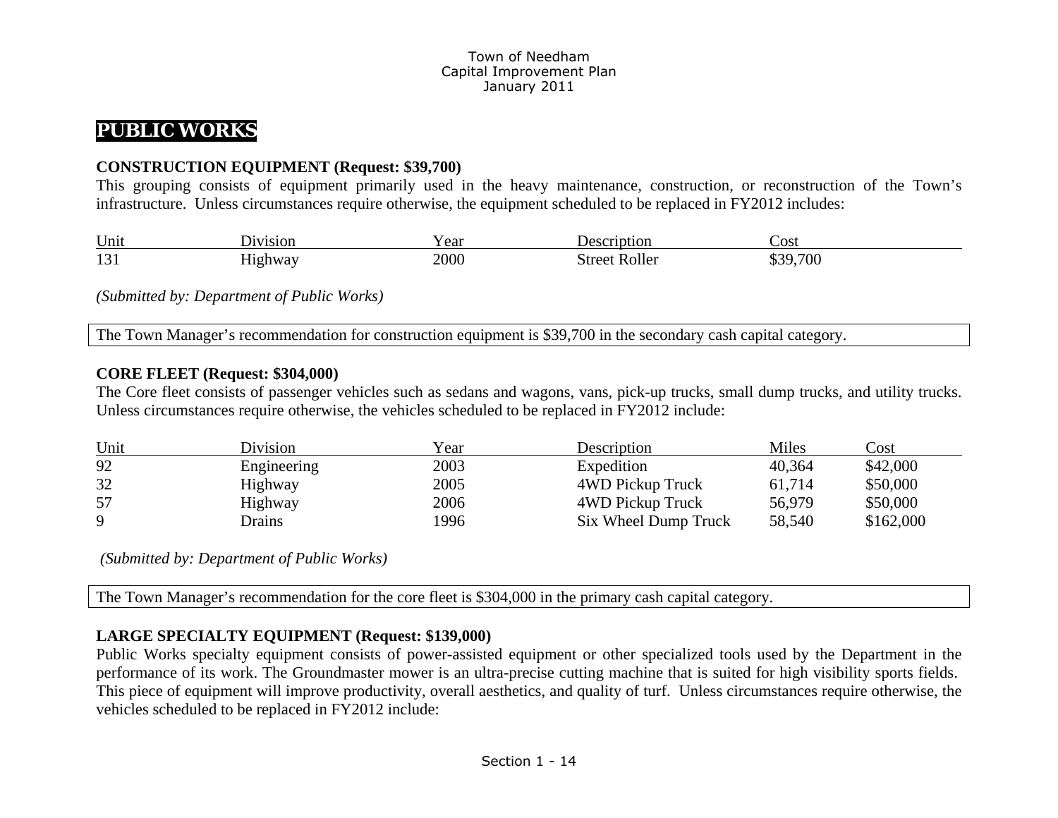# PUBLIC WORKS

**CONSTRUCTION EQUIPMENT (Request: $39,700)**

This grouping consists of equipment primarily used in the heavy maintenance, construction, or reconstruction of the Town's infrastructure. Unless circumstances require otherwise, the equipment scheduled to be replaced in FY2012 includes:

| Unit | Division | Year | Description | Cost |
|---|---|---|---|---|
| 131 | Highway | 2000 | Street Roller | $39,700 |

*(Submitted by: Department of Public Works)*

The Town Manager's recommendation for construction equipment is $39,700 in the secondary cash capital category.

**CORE FLEET (Request: $304,000)**

The Core fleet consists of passenger vehicles such as sedans and wagons, vans, pick-up trucks, small dump trucks, and utility trucks. Unless circumstances require otherwise, the vehicles scheduled to be replaced in FY2012 include:

| Unit | Division | Year | Description | Miles | Cost |
|---|---|---|---|---|---|
| 92 | Engineering | 2003 | Expedition | 40,364 | $42,000 |
| 32 | Highway | 2005 | 4WD Pickup Truck | 61,714 | $50,000 |
| 57 | Highway | 2006 | 4WD Pickup Truck | 56,979 | $50,000 |
| 9 | Drains | 1996 | Six Wheel Dump Truck | 58,540 | $162,000 |

*(Submitted by: Department of Public Works)*

The Town Manager's recommendation for the core fleet is $304,000 in the primary cash capital category.

**LARGE SPECIALTY EQUIPMENT (Request: $139,000)**

Public Works specialty equipment consists of power-assisted equipment or other specialized tools used by the Department in the performance of its work. The Groundmaster mower is an ultra-precise cutting machine that is suited for high visibility sports fields. This piece of equipment will improve productivity, overall aesthetics, and quality of turf. Unless circumstances require otherwise, the vehicles scheduled to be replaced in FY2012 include: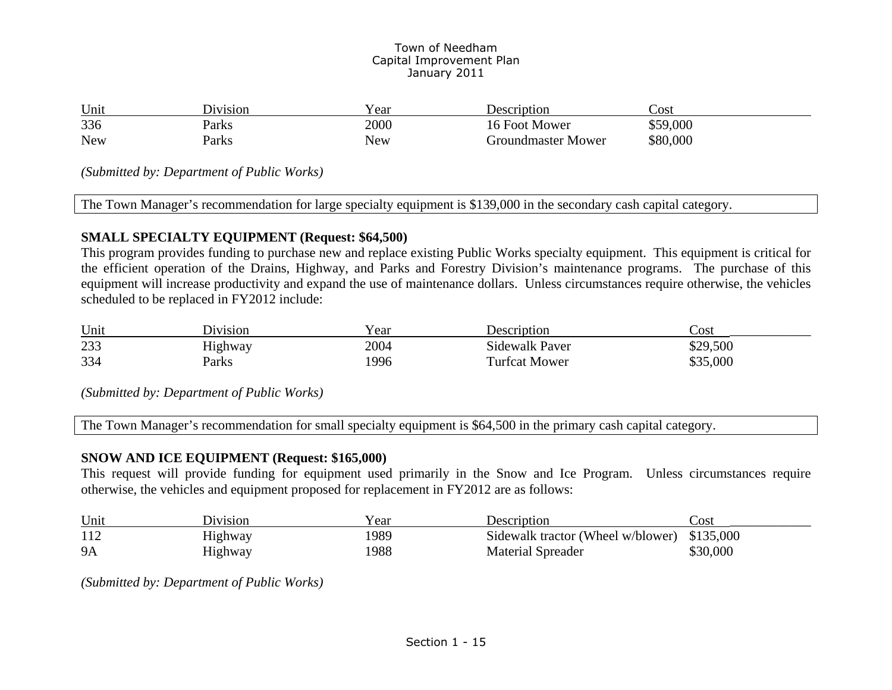| Unit | Division | Year | Description | Cost |
|---|---|---|---|---|
| 336 | Parks | 2000 | 16 Foot Mower | $59,000 |
| New | Parks | New | Groundmaster Mower | $80,000 |

*(Submitted by: Department of Public Works)*

The Town Manager's recommendation for large specialty equipment is $139,000 in the secondary cash capital category.

**SMALL SPECIALTY EQUIPMENT (Request: $64,500)**

This program provides funding to purchase new and replace existing Public Works specialty equipment. This equipment is critical for the efficient operation of the Drains, Highway, and Parks and Forestry Division's maintenance programs. The purchase of this equipment will increase productivity and expand the use of maintenance dollars. Unless circumstances require otherwise, the vehicles scheduled to be replaced in FY2012 include:

| Unit | Division | Year | Description | Cost |
|---|---|---|---|---|
| 233 | Highway | 2004 | Sidewalk Paver | $29,500 |
| 334 | Parks | 1996 | Turfcat Mower | $35,000 |

*(Submitted by: Department of Public Works)*

The Town Manager's recommendation for small specialty equipment is $64,500 in the primary cash capital category.

**SNOW AND ICE EQUIPMENT (Request: $165,000)**

This request will provide funding for equipment used primarily in the Snow and Ice Program. Unless circumstances require otherwise, the vehicles and equipment proposed for replacement in FY2012 are as follows:

| Unit | Division | Year | Description | Cost |
|---|---|---|---|---|
| 112 | Highway | 1989 | Sidewalk tractor (Wheel w/blower) | $135,000 |
| 9A | Highway | 1988 | Material Spreader | $30,000 |

*(Submitted by: Department of Public Works)*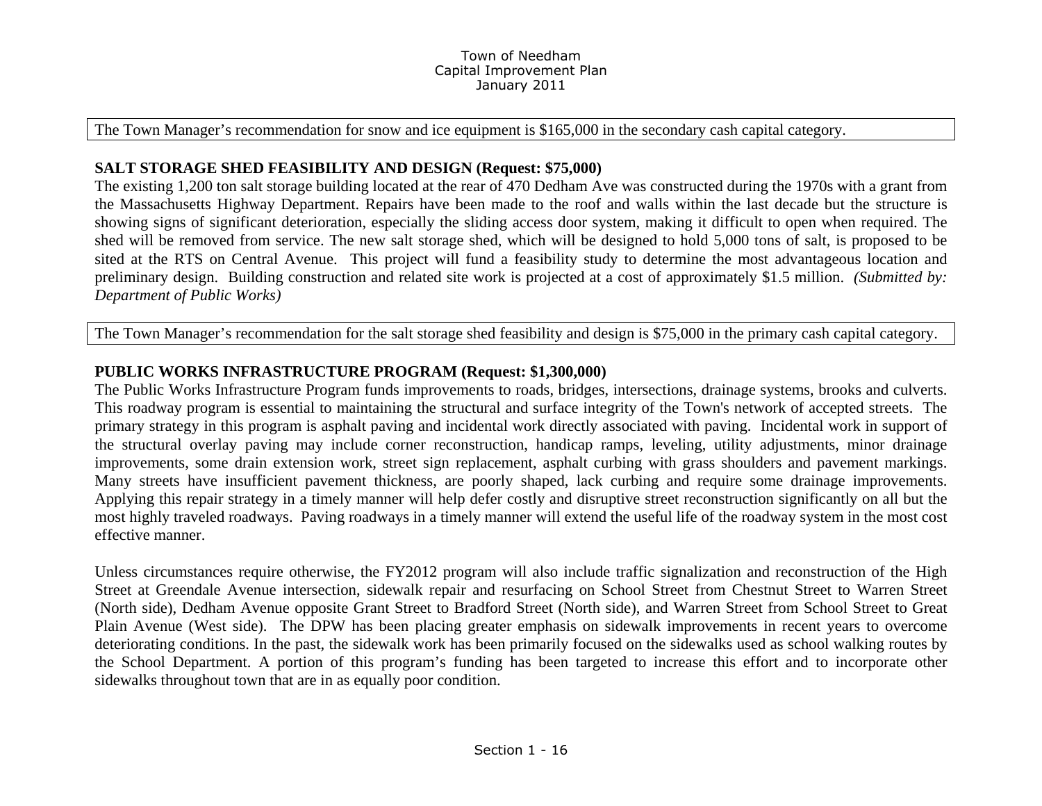The Town Manager's recommendation for snow and ice equipment is $165,000 in the secondary cash capital category.

**SALT STORAGE SHED FEASIBILITY AND DESIGN (Request: $75,000)**

The existing 1,200 ton salt storage building located at the rear of 470 Dedham Ave was constructed during the 1970s with a grant from the Massachusetts Highway Department. Repairs have been made to the roof and walls within the last decade but the structure is showing signs of significant deterioration, especially the sliding access door system, making it difficult to open when required. The shed will be removed from service. The new salt storage shed, which will be designed to hold 5,000 tons of salt, is proposed to be sited at the RTS on Central Avenue. This project will fund a feasibility study to determine the most advantageous location and preliminary design. Building construction and related site work is projected at a cost of approximately $1.5 million. *(Submitted by: Department of Public Works)*

The Town Manager's recommendation for the salt storage shed feasibility and design is $75,000 in the primary cash capital category.

**PUBLIC WORKS INFRASTRUCTURE PROGRAM (Request: $1,300,000)**

The Public Works Infrastructure Program funds improvements to roads, bridges, intersections, drainage systems, brooks and culverts. This roadway program is essential to maintaining the structural and surface integrity of the Town's network of accepted streets. The primary strategy in this program is asphalt paving and incidental work directly associated with paving. Incidental work in support of the structural overlay paving may include corner reconstruction, handicap ramps, leveling, utility adjustments, minor drainage improvements, some drain extension work, street sign replacement, asphalt curbing with grass shoulders and pavement markings. Many streets have insufficient pavement thickness, are poorly shaped, lack curbing and require some drainage improvements. Applying this repair strategy in a timely manner will help defer costly and disruptive street reconstruction significantly on all but the most highly traveled roadways. Paving roadways in a timely manner will extend the useful life of the roadway system in the most cost effective manner.

Unless circumstances require otherwise, the FY2012 program will also include traffic signalization and reconstruction of the High Street at Greendale Avenue intersection, sidewalk repair and resurfacing on School Street from Chestnut Street to Warren Street (North side), Dedham Avenue opposite Grant Street to Bradford Street (North side), and Warren Street from School Street to Great Plain Avenue (West side). The DPW has been placing greater emphasis on sidewalk improvements in recent years to overcome deteriorating conditions. In the past, the sidewalk work has been primarily focused on the sidewalks used as school walking routes by the School Department. A portion of this program's funding has been targeted to increase this effort and to incorporate other sidewalks throughout town that are in as equally poor condition.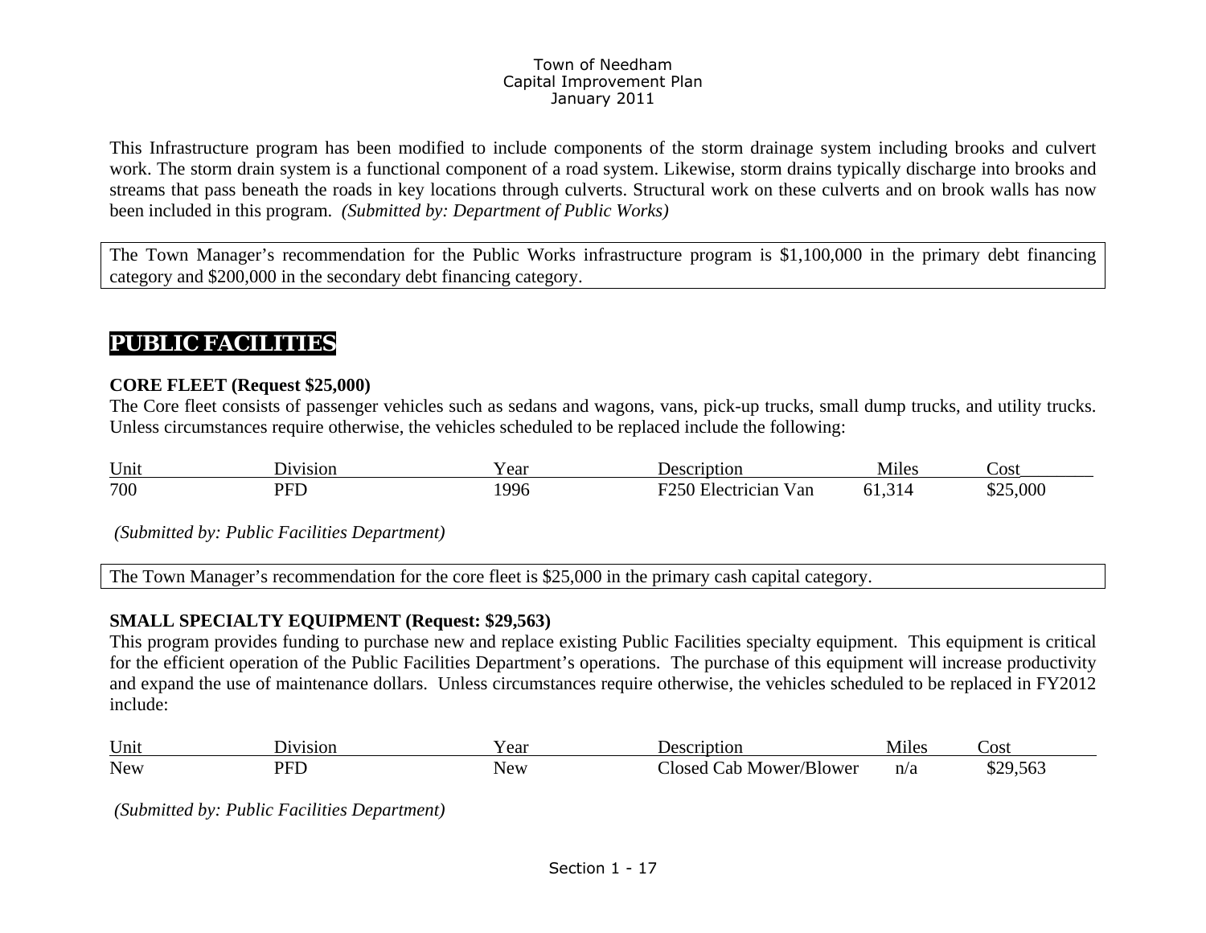This Infrastructure program has been modified to include components of the storm drainage system including brooks and culvert work. The storm drain system is a functional component of a road system. Likewise, storm drains typically discharge into brooks and streams that pass beneath the roads in key locations through culverts. Structural work on these culverts and on brook walls has now been included in this program. *(Submitted by: Department of Public Works)*

The Town Manager's recommendation for the Public Works infrastructure program is $1,100,000 in the primary debt financing category and $200,000 in the secondary debt financing category.

## PUBLIC FACILITIES

**CORE FLEET (Request $25,000)**
The Core fleet consists of passenger vehicles such as sedans and wagons, vans, pick-up trucks, small dump trucks, and utility trucks. Unless circumstances require otherwise, the vehicles scheduled to be replaced include the following:

| Unit | Division | Year | Description | Miles | Cost |
|---|---|---|---|---|---|
| 700 | PFD | 1996 | F250 Electrician Van | 61,314 | $25,000 |

*(Submitted by: Public Facilities Department)*

The Town Manager's recommendation for the core fleet is $25,000 in the primary cash capital category.

**SMALL SPECIALTY EQUIPMENT (Request: $29,563)**
This program provides funding to purchase new and replace existing Public Facilities specialty equipment. This equipment is critical for the efficient operation of the Public Facilities Department's operations. The purchase of this equipment will increase productivity and expand the use of maintenance dollars. Unless circumstances require otherwise, the vehicles scheduled to be replaced in FY2012 include:

| Unit | Division | Year | Description | Miles | Cost |
|---|---|---|---|---|---|
| New | PFD | New | Closed Cab Mower/Blower | n/a | $29,563 |

*(Submitted by: Public Facilities Department)*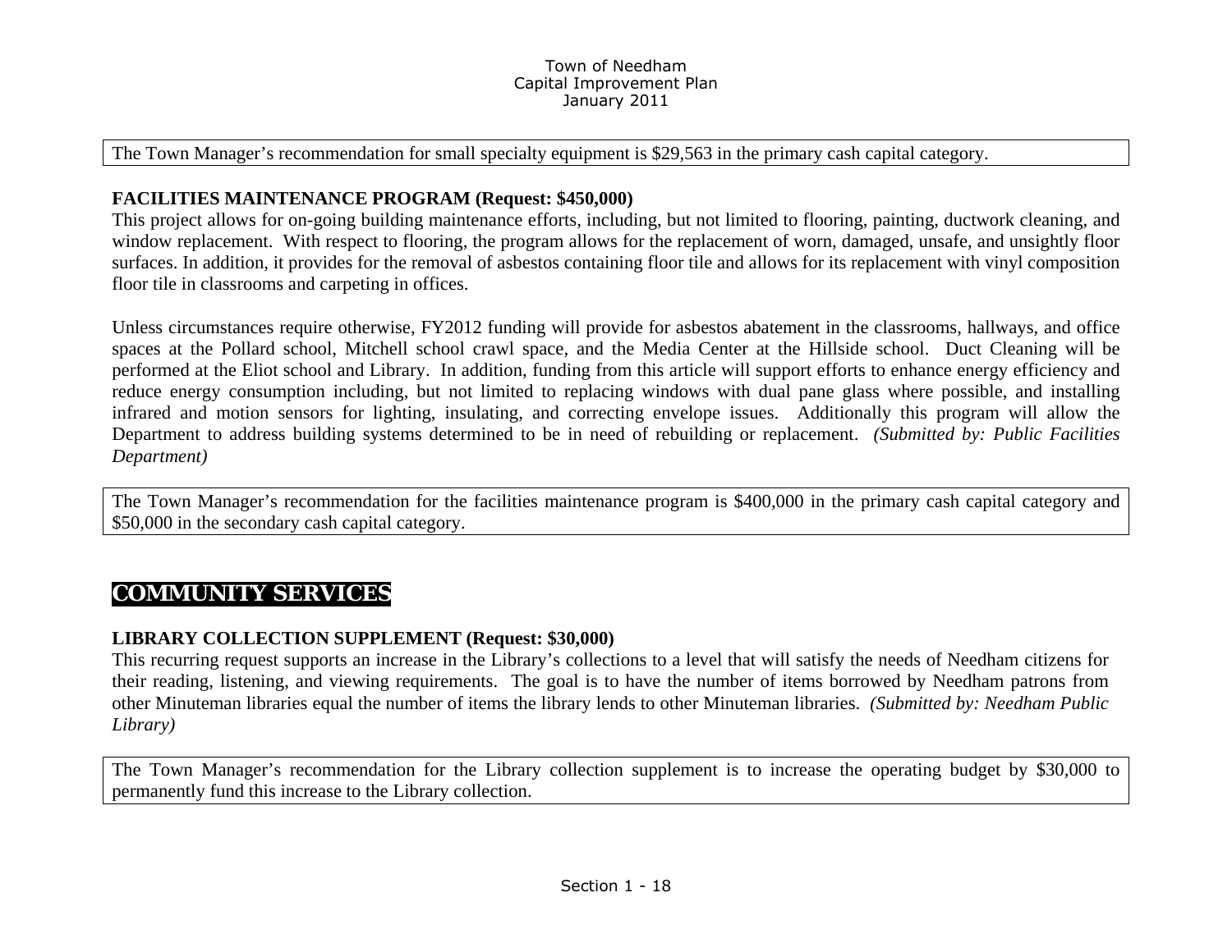The Town Manager's recommendation for small specialty equipment is $29,563 in the primary cash capital category.

**FACILITIES MAINTENANCE PROGRAM (Request: $450,000)**

This project allows for on-going building maintenance efforts, including, but not limited to flooring, painting, ductwork cleaning, and window replacement. With respect to flooring, the program allows for the replacement of worn, damaged, unsafe, and unsightly floor surfaces. In addition, it provides for the removal of asbestos containing floor tile and allows for its replacement with vinyl composition floor tile in classrooms and carpeting in offices.

Unless circumstances require otherwise, FY2012 funding will provide for asbestos abatement in the classrooms, hallways, and office spaces at the Pollard school, Mitchell school crawl space, and the Media Center at the Hillside school. Duct Cleaning will be performed at the Eliot school and Library. In addition, funding from this article will support efforts to enhance energy efficiency and reduce energy consumption including, but not limited to replacing windows with dual pane glass where possible, and installing infrared and motion sensors for lighting, insulating, and correcting envelope issues. Additionally this program will allow the Department to address building systems determined to be in need of rebuilding or replacement. *(Submitted by: Public Facilities Department)*

The Town Manager's recommendation for the facilities maintenance program is $400,000 in the primary cash capital category and $50,000 in the secondary cash capital category.

# COMMUNITY SERVICES

**LIBRARY COLLECTION SUPPLEMENT (Request: $30,000)**

This recurring request supports an increase in the Library's collections to a level that will satisfy the needs of Needham citizens for their reading, listening, and viewing requirements. The goal is to have the number of items borrowed by Needham patrons from other Minuteman libraries equal the number of items the library lends to other Minuteman libraries. *(Submitted by: Needham Public Library)*

The Town Manager's recommendation for the Library collection supplement is to increase the operating budget by $30,000 to permanently fund this increase to the Library collection.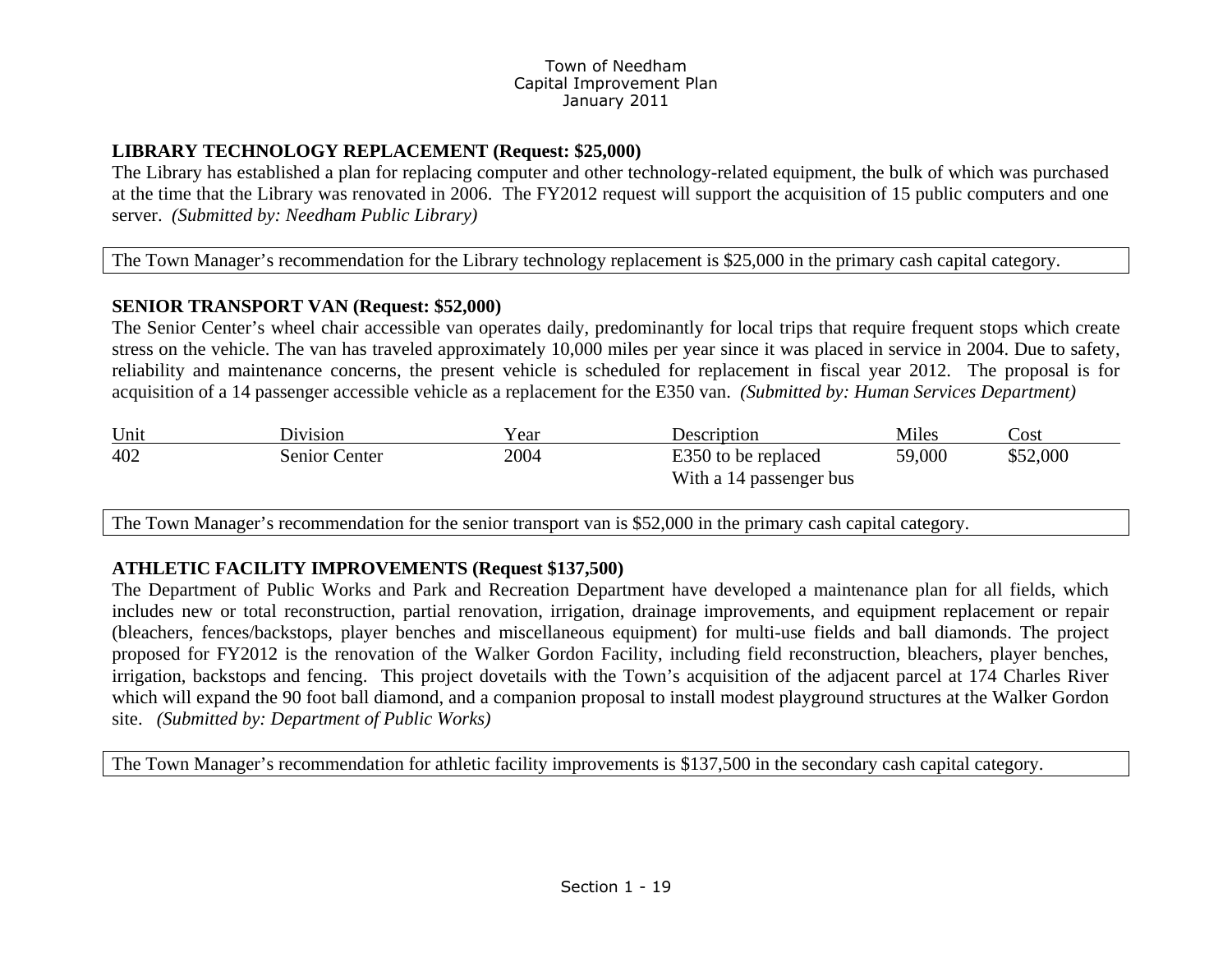**LIBRARY TECHNOLOGY REPLACEMENT (Request: $25,000)**

The Library has established a plan for replacing computer and other technology-related equipment, the bulk of which was purchased at the time that the Library was renovated in 2006. The FY2012 request will support the acquisition of 15 public computers and one server. *(Submitted by: Needham Public Library)*

The Town Manager's recommendation for the Library technology replacement is $25,000 in the primary cash capital category.

**SENIOR TRANSPORT VAN (Request: $52,000)**

The Senior Center's wheel chair accessible van operates daily, predominantly for local trips that require frequent stops which create stress on the vehicle. The van has traveled approximately 10,000 miles per year since it was placed in service in 2004. Due to safety, reliability and maintenance concerns, the present vehicle is scheduled for replacement in fiscal year 2012. The proposal is for acquisition of a 14 passenger accessible vehicle as a replacement for the E350 van. *(Submitted by: Human Services Department)*

| Unit | Division | Year | Description | Miles | Cost |
|---|---|---|---|---|---|
| 402 | Senior Center | 2004 | E350 to be replaced With a 14 passenger bus | 59,000 | $52,000 |

The Town Manager's recommendation for the senior transport van is $52,000 in the primary cash capital category.

**ATHLETIC FACILITY IMPROVEMENTS (Request $137,500)**

The Department of Public Works and Park and Recreation Department have developed a maintenance plan for all fields, which includes new or total reconstruction, partial renovation, irrigation, drainage improvements, and equipment replacement or repair (bleachers, fences/backstops, player benches and miscellaneous equipment) for multi-use fields and ball diamonds. The project proposed for FY2012 is the renovation of the Walker Gordon Facility, including field reconstruction, bleachers, player benches, irrigation, backstops and fencing. This project dovetails with the Town's acquisition of the adjacent parcel at 174 Charles River which will expand the 90 foot ball diamond, and a companion proposal to install modest playground structures at the Walker Gordon site. *(Submitted by: Department of Public Works)*

The Town Manager's recommendation for athletic facility improvements is $137,500 in the secondary cash capital category.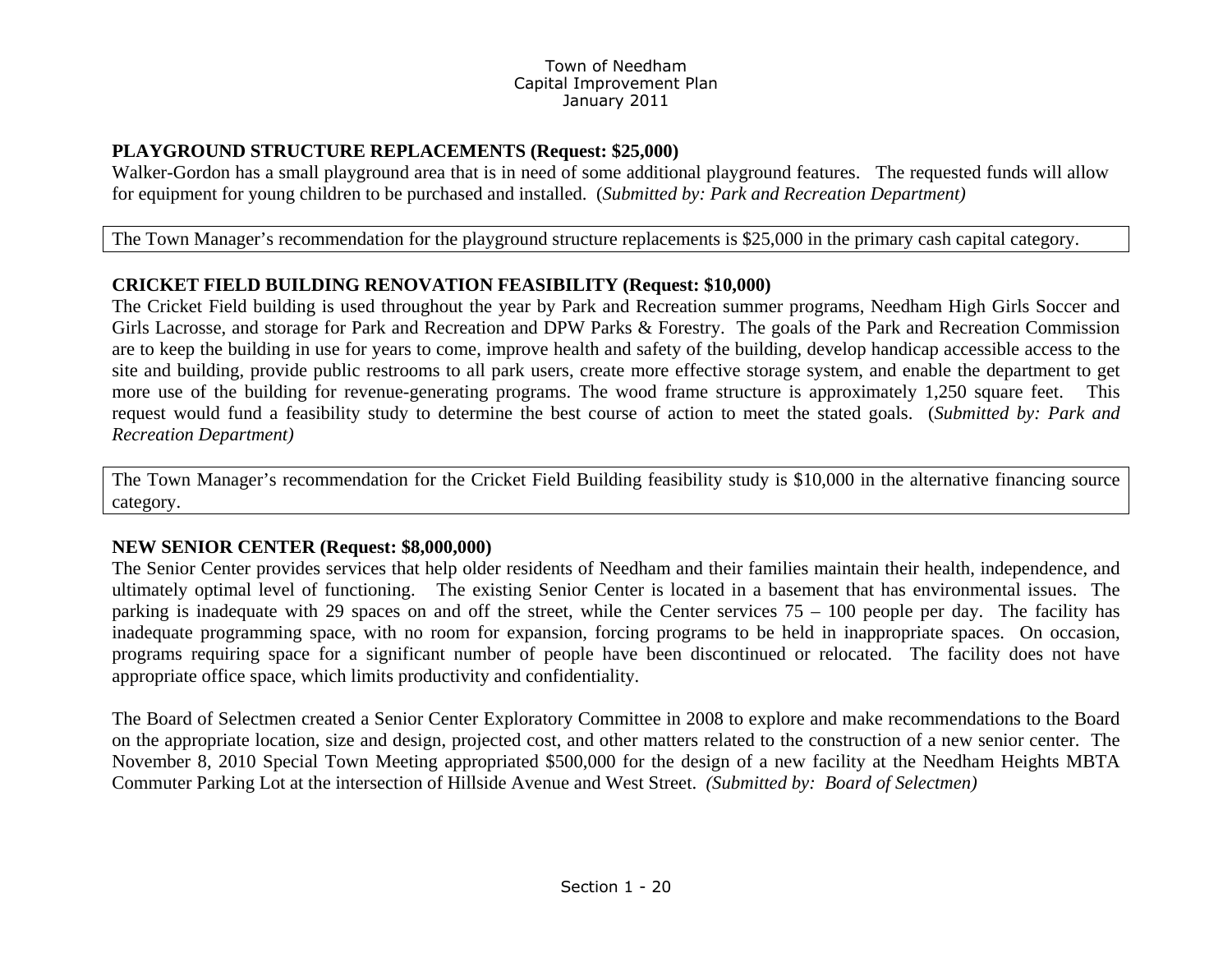**PLAYGROUND STRUCTURE REPLACEMENTS (Request: $25,000)**

Walker-Gordon has a small playground area that is in need of some additional playground features. The requested funds will allow for equipment for young children to be purchased and installed. (*Submitted by: Park and Recreation Department)*

> The Town Manager's recommendation for the playground structure replacements is $25,000 in the primary cash capital category.

**CRICKET FIELD BUILDING RENOVATION FEASIBILITY (Request: $10,000)**

The Cricket Field building is used throughout the year by Park and Recreation summer programs, Needham High Girls Soccer and Girls Lacrosse, and storage for Park and Recreation and DPW Parks & Forestry. The goals of the Park and Recreation Commission are to keep the building in use for years to come, improve health and safety of the building, develop handicap accessible access to the site and building, provide public restrooms to all park users, create more effective storage system, and enable the department to get more use of the building for revenue-generating programs. The wood frame structure is approximately 1,250 square feet. This request would fund a feasibility study to determine the best course of action to meet the stated goals. (*Submitted by: Park and Recreation Department)*

> The Town Manager's recommendation for the Cricket Field Building feasibility study is $10,000 in the alternative financing source category.

**NEW SENIOR CENTER (Request: $8,000,000)**

The Senior Center provides services that help older residents of Needham and their families maintain their health, independence, and ultimately optimal level of functioning. The existing Senior Center is located in a basement that has environmental issues. The parking is inadequate with 29 spaces on and off the street, while the Center services 75 – 100 people per day. The facility has inadequate programming space, with no room for expansion, forcing programs to be held in inappropriate spaces. On occasion, programs requiring space for a significant number of people have been discontinued or relocated. The facility does not have appropriate office space, which limits productivity and confidentiality.

The Board of Selectmen created a Senior Center Exploratory Committee in 2008 to explore and make recommendations to the Board on the appropriate location, size and design, projected cost, and other matters related to the construction of a new senior center. The November 8, 2010 Special Town Meeting appropriated $500,000 for the design of a new facility at the Needham Heights MBTA Commuter Parking Lot at the intersection of Hillside Avenue and West Street. *(Submitted by: Board of Selectmen)*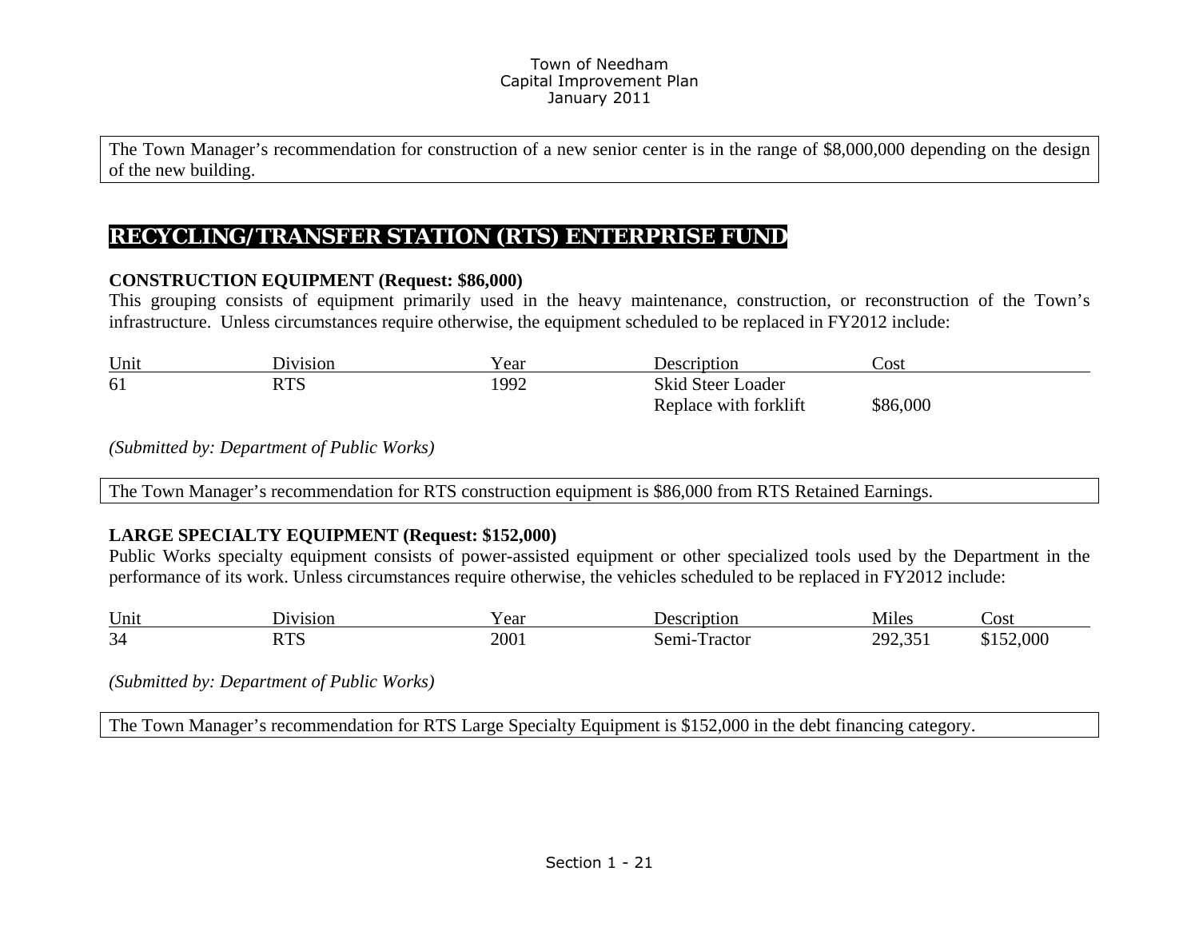The Town Manager's recommendation for construction of a new senior center is in the range of $8,000,000 depending on the design of the new building.

## RECYCLING/TRANSFER STATION (RTS) ENTERPRISE FUND

**CONSTRUCTION EQUIPMENT (Request: $86,000)**

This grouping consists of equipment primarily used in the heavy maintenance, construction, or reconstruction of the Town's infrastructure. Unless circumstances require otherwise, the equipment scheduled to be replaced in FY2012 include:

| Unit | Division | Year | Description | Cost |
|---|---|---|---|---|
| 61 | RTS | 1992 | Skid Steer Loader<br>Replace with forklift | $86,000 |

*(Submitted by: Department of Public Works)*

The Town Manager's recommendation for RTS construction equipment is $86,000 from RTS Retained Earnings.

**LARGE SPECIALTY EQUIPMENT (Request: $152,000)**

Public Works specialty equipment consists of power-assisted equipment or other specialized tools used by the Department in the performance of its work. Unless circumstances require otherwise, the vehicles scheduled to be replaced in FY2012 include:

| Unit | Division | Year | Description | Miles | Cost |
|---|---|---|---|---|---|
| 34 | RTS | 2001 | Semi-Tractor | 292,351 | $152,000 |

*(Submitted by: Department of Public Works)*

The Town Manager's recommendation for RTS Large Specialty Equipment is $152,000 in the debt financing category.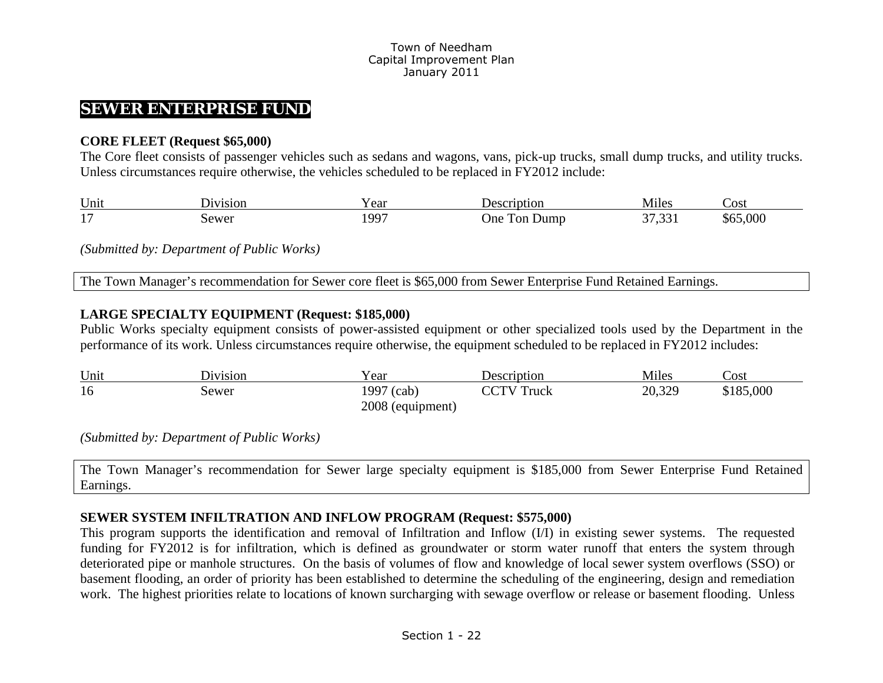# SEWER ENTERPRISE FUND

**CORE FLEET (Request $65,000)**

The Core fleet consists of passenger vehicles such as sedans and wagons, vans, pick-up trucks, small dump trucks, and utility trucks. Unless circumstances require otherwise, the vehicles scheduled to be replaced in FY2012 include:

| Unit | Division | Year | Description | Miles | Cost |
|---|---|---|---|---|---|
| 17 | Sewer | 1997 | One Ton Dump | 37,331 | $65,000 |

*(Submitted by: Department of Public Works)*

The Town Manager's recommendation for Sewer core fleet is $65,000 from Sewer Enterprise Fund Retained Earnings.

**LARGE SPECIALTY EQUIPMENT (Request: $185,000)**

Public Works specialty equipment consists of power-assisted equipment or other specialized tools used by the Department in the performance of its work. Unless circumstances require otherwise, the equipment scheduled to be replaced in FY2012 includes:

| Unit | Division | Year | Description | Miles | Cost |
|---|---|---|---|---|---|
| 16 | Sewer | 1997 (cab) 2008 (equipment) | CCTV Truck | 20,329 | $185,000 |

*(Submitted by: Department of Public Works)*

The Town Manager's recommendation for Sewer large specialty equipment is $185,000 from Sewer Enterprise Fund Retained Earnings.

**SEWER SYSTEM INFILTRATION AND INFLOW PROGRAM (Request: $575,000)**

This program supports the identification and removal of Infiltration and Inflow (I/I) in existing sewer systems. The requested funding for FY2012 is for infiltration, which is defined as groundwater or storm water runoff that enters the system through deteriorated pipe or manhole structures. On the basis of volumes of flow and knowledge of local sewer system overflows (SSO) or basement flooding, an order of priority has been established to determine the scheduling of the engineering, design and remediation work. The highest priorities relate to locations of known surcharging with sewage overflow or release or basement flooding. Unless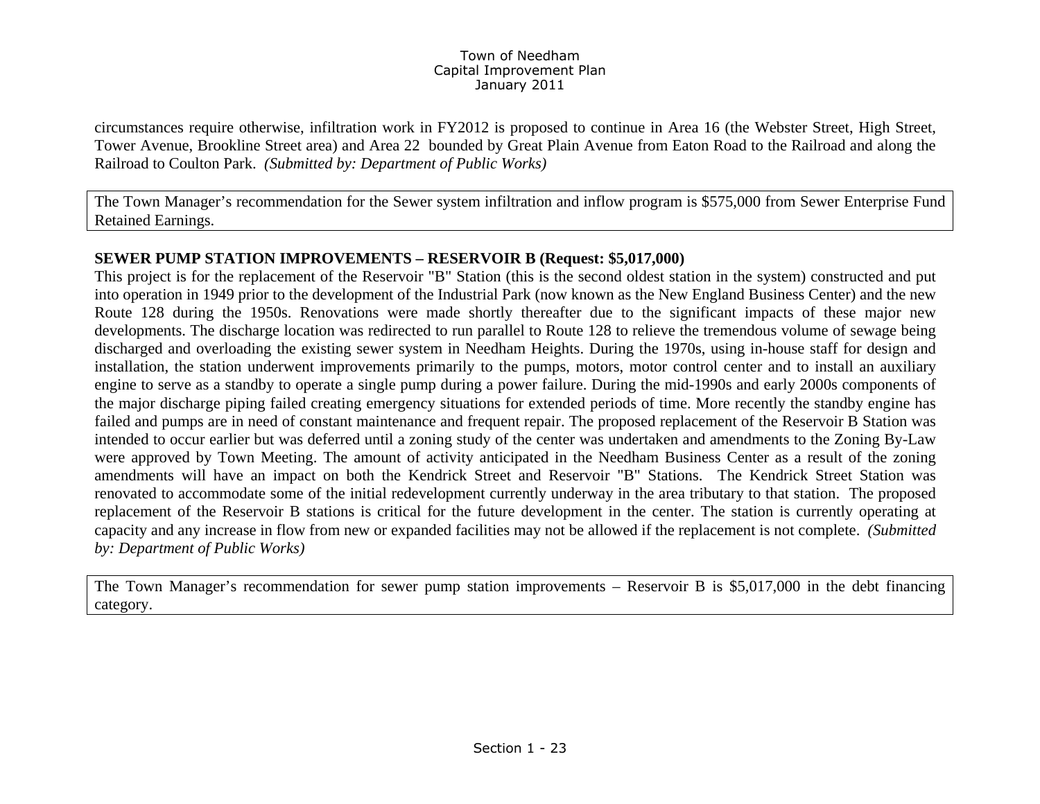circumstances require otherwise, infiltration work in FY2012 is proposed to continue in Area 16 (the Webster Street, High Street, Tower Avenue, Brookline Street area) and Area 22 bounded by Great Plain Avenue from Eaton Road to the Railroad and along the Railroad to Coulton Park. *(Submitted by: Department of Public Works)*

The Town Manager's recommendation for the Sewer system infiltration and inflow program is $575,000 from Sewer Enterprise Fund Retained Earnings.

**SEWER PUMP STATION IMPROVEMENTS – RESERVOIR B (Request: $5,017,000)**

This project is for the replacement of the Reservoir "B" Station (this is the second oldest station in the system) constructed and put into operation in 1949 prior to the development of the Industrial Park (now known as the New England Business Center) and the new Route 128 during the 1950s. Renovations were made shortly thereafter due to the significant impacts of these major new developments. The discharge location was redirected to run parallel to Route 128 to relieve the tremendous volume of sewage being discharged and overloading the existing sewer system in Needham Heights. During the 1970s, using in-house staff for design and installation, the station underwent improvements primarily to the pumps, motors, motor control center and to install an auxiliary engine to serve as a standby to operate a single pump during a power failure. During the mid-1990s and early 2000s components of the major discharge piping failed creating emergency situations for extended periods of time. More recently the standby engine has failed and pumps are in need of constant maintenance and frequent repair. The proposed replacement of the Reservoir B Station was intended to occur earlier but was deferred until a zoning study of the center was undertaken and amendments to the Zoning By-Law were approved by Town Meeting. The amount of activity anticipated in the Needham Business Center as a result of the zoning amendments will have an impact on both the Kendrick Street and Reservoir "B" Stations. The Kendrick Street Station was renovated to accommodate some of the initial redevelopment currently underway in the area tributary to that station. The proposed replacement of the Reservoir B stations is critical for the future development in the center. The station is currently operating at capacity and any increase in flow from new or expanded facilities may not be allowed if the replacement is not complete. *(Submitted by: Department of Public Works)*

The Town Manager's recommendation for sewer pump station improvements – Reservoir B is $5,017,000 in the debt financing category.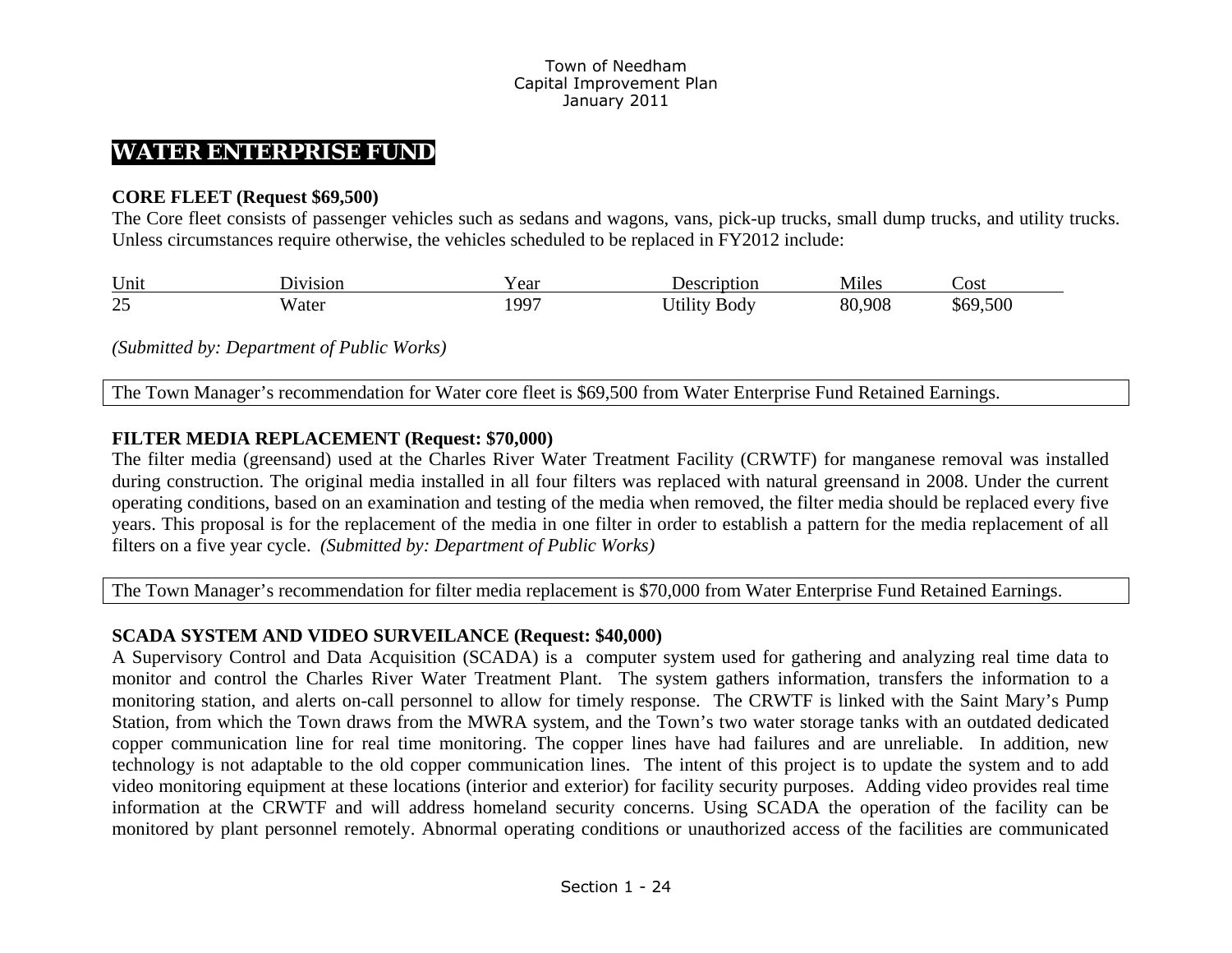# WATER ENTERPRISE FUND

**CORE FLEET (Request $69,500)**
The Core fleet consists of passenger vehicles such as sedans and wagons, vans, pick-up trucks, small dump trucks, and utility trucks. Unless circumstances require otherwise, the vehicles scheduled to be replaced in FY2012 include:

| Unit | Division | Year | Description | Miles | Cost |
|---|---|---|---|---|---|
| 25 | Water | 1997 | Utility Body | 80,908 | $69,500 |

*(Submitted by: Department of Public Works)*

The Town Manager's recommendation for Water core fleet is $69,500 from Water Enterprise Fund Retained Earnings.

**FILTER MEDIA REPLACEMENT (Request: $70,000)**
The filter media (greensand) used at the Charles River Water Treatment Facility (CRWTF) for manganese removal was installed during construction. The original media installed in all four filters was replaced with natural greensand in 2008. Under the current operating conditions, based on an examination and testing of the media when removed, the filter media should be replaced every five years. This proposal is for the replacement of the media in one filter in order to establish a pattern for the media replacement of all filters on a five year cycle. *(Submitted by: Department of Public Works)*

The Town Manager's recommendation for filter media replacement is $70,000 from Water Enterprise Fund Retained Earnings.

**SCADA SYSTEM AND VIDEO SURVEILANCE (Request: $40,000)**
A Supervisory Control and Data Acquisition (SCADA) is a computer system used for gathering and analyzing real time data to monitor and control the Charles River Water Treatment Plant. The system gathers information, transfers the information to a monitoring station, and alerts on-call personnel to allow for timely response. The CRWTF is linked with the Saint Mary's Pump Station, from which the Town draws from the MWRA system, and the Town's two water storage tanks with an outdated dedicated copper communication line for real time monitoring. The copper lines have had failures and are unreliable. In addition, new technology is not adaptable to the old copper communication lines. The intent of this project is to update the system and to add video monitoring equipment at these locations (interior and exterior) for facility security purposes. Adding video provides real time information at the CRWTF and will address homeland security concerns. Using SCADA the operation of the facility can be monitored by plant personnel remotely. Abnormal operating conditions or unauthorized access of the facilities are communicated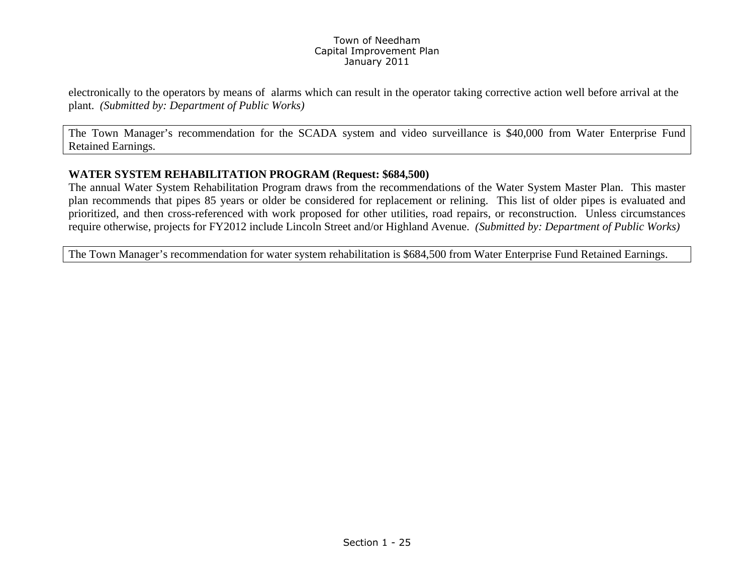electronically to the operators by means of alarms which can result in the operator taking corrective action well before arrival at the plant. *(Submitted by: Department of Public Works)*

The Town Manager's recommendation for the SCADA system and video surveillance is $40,000 from Water Enterprise Fund Retained Earnings.

**WATER SYSTEM REHABILITATION PROGRAM (Request: $684,500)**

The annual Water System Rehabilitation Program draws from the recommendations of the Water System Master Plan. This master plan recommends that pipes 85 years or older be considered for replacement or relining. This list of older pipes is evaluated and prioritized, and then cross-referenced with work proposed for other utilities, road repairs, or reconstruction. Unless circumstances require otherwise, projects for FY2012 include Lincoln Street and/or Highland Avenue. *(Submitted by: Department of Public Works)*

The Town Manager's recommendation for water system rehabilitation is $684,500 from Water Enterprise Fund Retained Earnings.